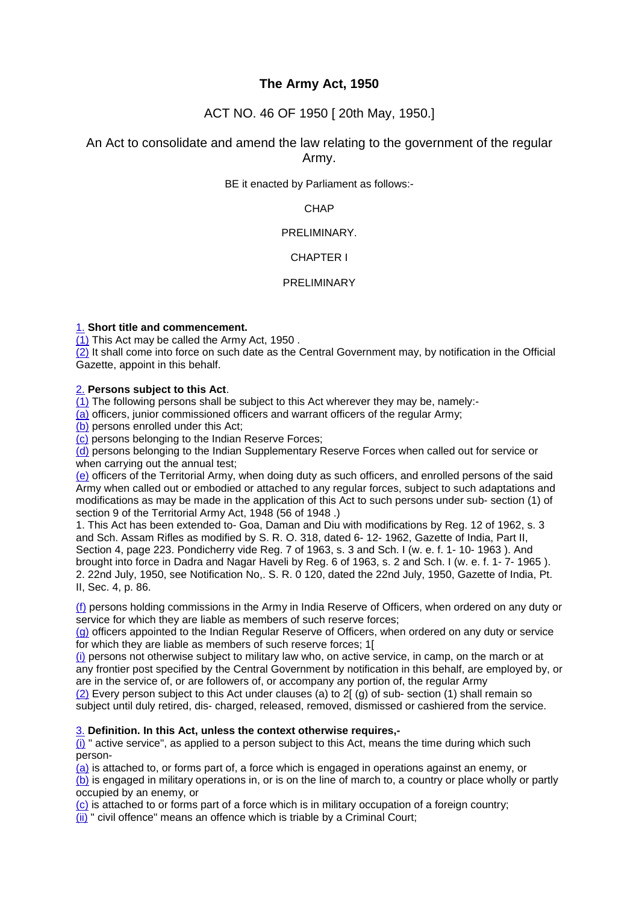# The Army Act, 1950

## ACT NO. 46 OF 1950 [ 20th May, 1950.]

An Act to consolidate and amend the law relating to the government of the regular Army.

BE it enacted by Parliament as follows:-

CHAP

PRELIMINARY.

CHAPTER I

PRELIMINARY

1. **Short title and commencement.**
(1) This Act may be called the Army Act, 1950 .
(2) It shall come into force on such date as the Central Government may, by notification in the Official Gazette, appoint in this behalf.

2. **Persons subject to this Act**.
(1) The following persons shall be subject to this Act wherever they may be, namely:-
(a) officers, junior commissioned officers and warrant officers of the regular Army;
(b) persons enrolled under this Act;
(c) persons belonging to the Indian Reserve Forces;
(d) persons belonging to the Indian Supplementary Reserve Forces when called out for service or when carrying out the annual test;
(e) officers of the Territorial Army, when doing duty as such officers, and enrolled persons of the said Army when called out or embodied or attached to any regular forces, subject to such adaptations and modifications as may be made in the application of this Act to such persons under sub- section (1) of section 9 of the Territorial Army Act, 1948 (56 of 1948 .)

1. This Act has been extended to- Goa, Daman and Diu with modifications by Reg. 12 of 1962, s. 3 and Sch. Assam Rifles as modified by S. R. O. 318, dated 6- 12- 1962, Gazette of India, Part II, Section 4, page 223. Pondicherry vide Reg. 7 of 1963, s. 3 and Sch. I (w. e. f. 1- 10- 1963 ). And brought into force in Dadra and Nagar Haveli by Reg. 6 of 1963, s. 2 and Sch. I (w. e. f. 1- 7- 1965 ).
2. 22nd July, 1950, see Notification No,. S. R. 0 120, dated the 22nd July, 1950, Gazette of India, Pt. II, Sec. 4, p. 86.

(f) persons holding commissions in the Army in India Reserve of Officers, when ordered on any duty or service for which they are liable as members of such reserve forces;
(g) officers appointed to the Indian Regular Reserve of Officers, when ordered on any duty or service for which they are liable as members of such reserve forces; 1[
(i) persons not otherwise subject to military law who, on active service, in camp, on the march or at any frontier post specified by the Central Government by notification in this behalf, are employed by, or are in the service of, or are followers of, or accompany any portion of, the regular Army
(2) Every person subject to this Act under clauses (a) to 2[ (g) of sub- section (1) shall remain so subject until duly retired, dis- charged, released, removed, dismissed or cashiered from the service.

3. **Definition. In this Act, unless the context otherwise requires,-**
(i) " active service", as applied to a person subject to this Act, means the time during which such person-
(a) is attached to, or forms part of, a force which is engaged in operations against an enemy, or
(b) is engaged in military operations in, or is on the line of march to, a country or place wholly or partly occupied by an enemy, or
(c) is attached to or forms part of a force which is in military occupation of a foreign country;
(ii) " civil offence" means an offence which is triable by a Criminal Court;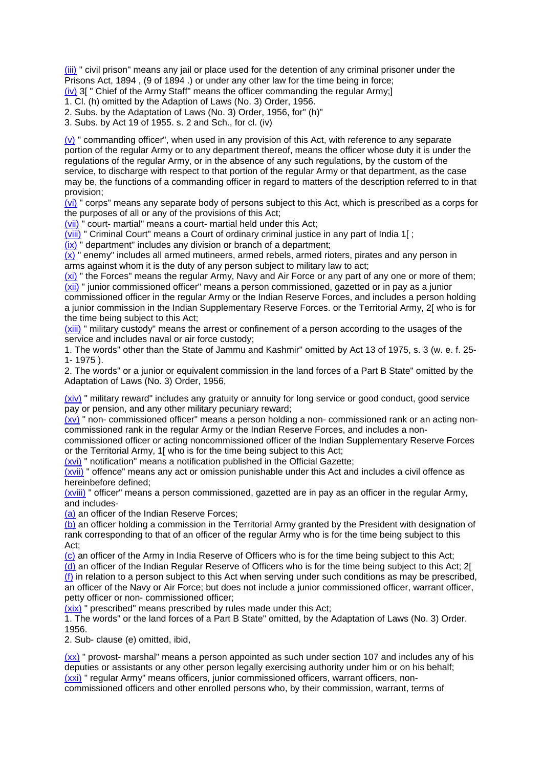(iii) " civil prison" means any jail or place used for the detention of any criminal prisoner under the Prisons Act, 1894 , (9 of 1894 .) or under any other law for the time being in force;

(iv) 3[ " Chief of the Army Staff" means the officer commanding the regular Army;]

1. Cl. (h) omitted by the Adaption of Laws (No. 3) Order, 1956.
2. Subs. by the Adaptation of Laws (No. 3) Order, 1956, for" (h)"
3. Subs. by Act 19 of 1955. s. 2 and Sch., for cl. (iv)

(v) " commanding officer", when used in any provision of this Act, with reference to any separate portion of the regular Army or to any department thereof, means the officer whose duty it is under the regulations of the regular Army, or in the absence of any such regulations, by the custom of the service, to discharge with respect to that portion of the regular Army or that department, as the case may be, the functions of a commanding officer in regard to matters of the description referred to in that provision;

(vi) " corps" means any separate body of persons subject to this Act, which is prescribed as a corps for the purposes of all or any of the provisions of this Act;

(vii) " court- martial" means a court- martial held under this Act;

(viii) " Criminal Court" means a Court of ordinary criminal justice in any part of India 1[ ;

(ix) " department" includes any division or branch of a department;

(x) " enemy" includes all armed mutineers, armed rebels, armed rioters, pirates and any person in arms against whom it is the duty of any person subject to military law to act;

(xi) " the Forces" means the regular Army, Navy and Air Force or any part of any one or more of them;

(xii) " junior commissioned officer" means a person commissioned, gazetted or in pay as a junior commissioned officer in the regular Army or the Indian Reserve Forces, and includes a person holding a junior commission in the Indian Supplementary Reserve Forces. or the Territorial Army, 2[ who is for the time being subject to this Act;

(xiii) " military custody" means the arrest or confinement of a person according to the usages of the service and includes naval or air force custody;

1. The words" other than the State of Jammu and Kashmir" omitted by Act 13 of 1975, s. 3 (w. e. f. 25- 1- 1975 ).
2. The words" or a junior or equivalent commission in the land forces of a Part B State" omitted by the Adaptation of Laws (No. 3) Order, 1956,

(xiv) " military reward" includes any gratuity or annuity for long service or good conduct, good service pay or pension, and any other military pecuniary reward;

(xv) " non- commissioned officer" means a person holding a non- commissioned rank or an acting non-commissioned rank in the regular Army or the Indian Reserve Forces, and includes a non-commissioned officer or acting noncommissioned officer of the Indian Supplementary Reserve Forces or the Territorial Army, 1[ who is for the time being subject to this Act;

(xvi) " notification" means a notification published in the Official Gazette;

(xvii) " offence" means any act or omission punishable under this Act and includes a civil offence as hereinbefore defined;

(xviii) " officer" means a person commissioned, gazetted are in pay as an officer in the regular Army, and includes-

(a) an officer of the Indian Reserve Forces;

(b) an officer holding a commission in the Territorial Army granted by the President with designation of rank corresponding to that of an officer of the regular Army who is for the time being subject to this Act;

(c) an officer of the Army in India Reserve of Officers who is for the time being subject to this Act;

(d) an officer of the Indian Regular Reserve of Officers who is for the time being subject to this Act; 2[

(f) in relation to a person subject to this Act when serving under such conditions as may be prescribed, an officer of the Navy or Air Force; but does not include a junior commissioned officer, warrant officer, petty officer or non- commissioned officer;

(xix) " prescribed" means prescribed by rules made under this Act;

1. The words" or the land forces of a Part B State" omitted, by the Adaptation of Laws (No. 3) Order. 1956.
2. Sub- clause (e) omitted, ibid,

(xx) " provost- marshal" means a person appointed as such under section 107 and includes any of his deputies or assistants or any other person legally exercising authority under him or on his behalf;

(xxi) " regular Army" means officers, junior commissioned officers, warrant officers, non-commissioned officers and other enrolled persons who, by their commission, warrant, terms of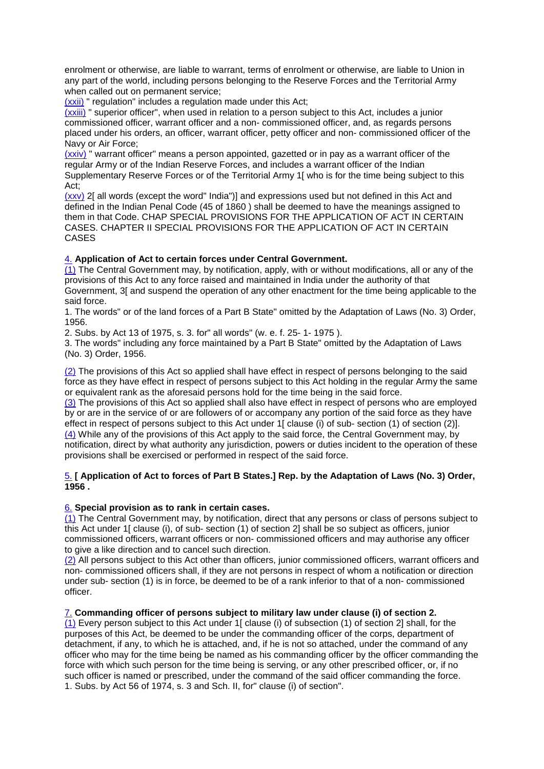enrolment or otherwise, are liable to warrant, terms of enrolment or otherwise, are liable to Union in any part of the world, including persons belonging to the Reserve Forces and the Territorial Army when called out on permanent service;

(xxii) " regulation" includes a regulation made under this Act;

(xxiii) " superior officer", when used in relation to a person subject to this Act, includes a junior commissioned officer, warrant officer and a non- commissioned officer, and, as regards persons placed under his orders, an officer, warrant officer, petty officer and non- commissioned officer of the Navy or Air Force;

(xxiv) " warrant officer" means a person appointed, gazetted or in pay as a warrant officer of the regular Army or of the Indian Reserve Forces, and includes a warrant officer of the Indian Supplementary Reserve Forces or of the Territorial Army 1[ who is for the time being subject to this Act;

(xxv) 2[ all words (except the word" India")] and expressions used but not defined in this Act and defined in the Indian Penal Code (45 of 1860 ) shall be deemed to have the meanings assigned to them in that Code. CHAP SPECIAL PROVISIONS FOR THE APPLICATION OF ACT IN CERTAIN CASES. CHAPTER II SPECIAL PROVISIONS FOR THE APPLICATION OF ACT IN CERTAIN CASES

4. **Application of Act to certain forces under Central Government.**

(1) The Central Government may, by notification, apply, with or without modifications, all or any of the provisions of this Act to any force raised and maintained in India under the authority of that Government, 3[ and suspend the operation of any other enactment for the time being applicable to the said force.

1. The words" or of the land forces of a Part B State" omitted by the Adaptation of Laws (No. 3) Order, 1956.

2. Subs. by Act 13 of 1975, s. 3. for" all words" (w. e. f. 25- 1- 1975 ).

3. The words" including any force maintained by a Part B State" omitted by the Adaptation of Laws (No. 3) Order, 1956.

(2) The provisions of this Act so applied shall have effect in respect of persons belonging to the said force as they have effect in respect of persons subject to this Act holding in the regular Army the same or equivalent rank as the aforesaid persons hold for the time being in the said force.

(3) The provisions of this Act so applied shall also have effect in respect of persons who are employed by or are in the service of or are followers of or accompany any portion of the said force as they have effect in respect of persons subject to this Act under 1[ clause (i) of sub- section (1) of section (2)].

(4) While any of the provisions of this Act apply to the said force, the Central Government may, by notification, direct by what authority any jurisdiction, powers or duties incident to the operation of these provisions shall be exercised or performed in respect of the said force.

5. **[ Application of Act to forces of Part B States.] Rep. by the Adaptation of Laws (No. 3) Order, 1956 .**

6. **Special provision as to rank in certain cases.**

(1) The Central Government may, by notification, direct that any persons or class of persons subject to this Act under 1[ clause (i), of sub- section (1) of section 2] shall be so subject as officers, junior commissioned officers, warrant officers or non- commissioned officers and may authorise any officer to give a like direction and to cancel such direction.

(2) All persons subject to this Act other than officers, junior commissioned officers, warrant officers and non- commissioned officers shall, if they are not persons in respect of whom a notification or direction under sub- section (1) is in force, be deemed to be of a rank inferior to that of a non- commissioned officer.

7. **Commanding officer of persons subject to military law under clause (i) of section 2.**

(1) Every person subject to this Act under 1[ clause (i) of subsection (1) of section 2] shall, for the purposes of this Act, be deemed to be under the commanding officer of the corps, department of detachment, if any, to which he is attached, and, if he is not so attached, under the command of any officer who may for the time being be named as his commanding officer by the officer commanding the force with which such person for the time being is serving, or any other prescribed officer, or, if no such officer is named or prescribed, under the command of the said officer commanding the force.

1. Subs. by Act 56 of 1974, s. 3 and Sch. II, for" clause (i) of section".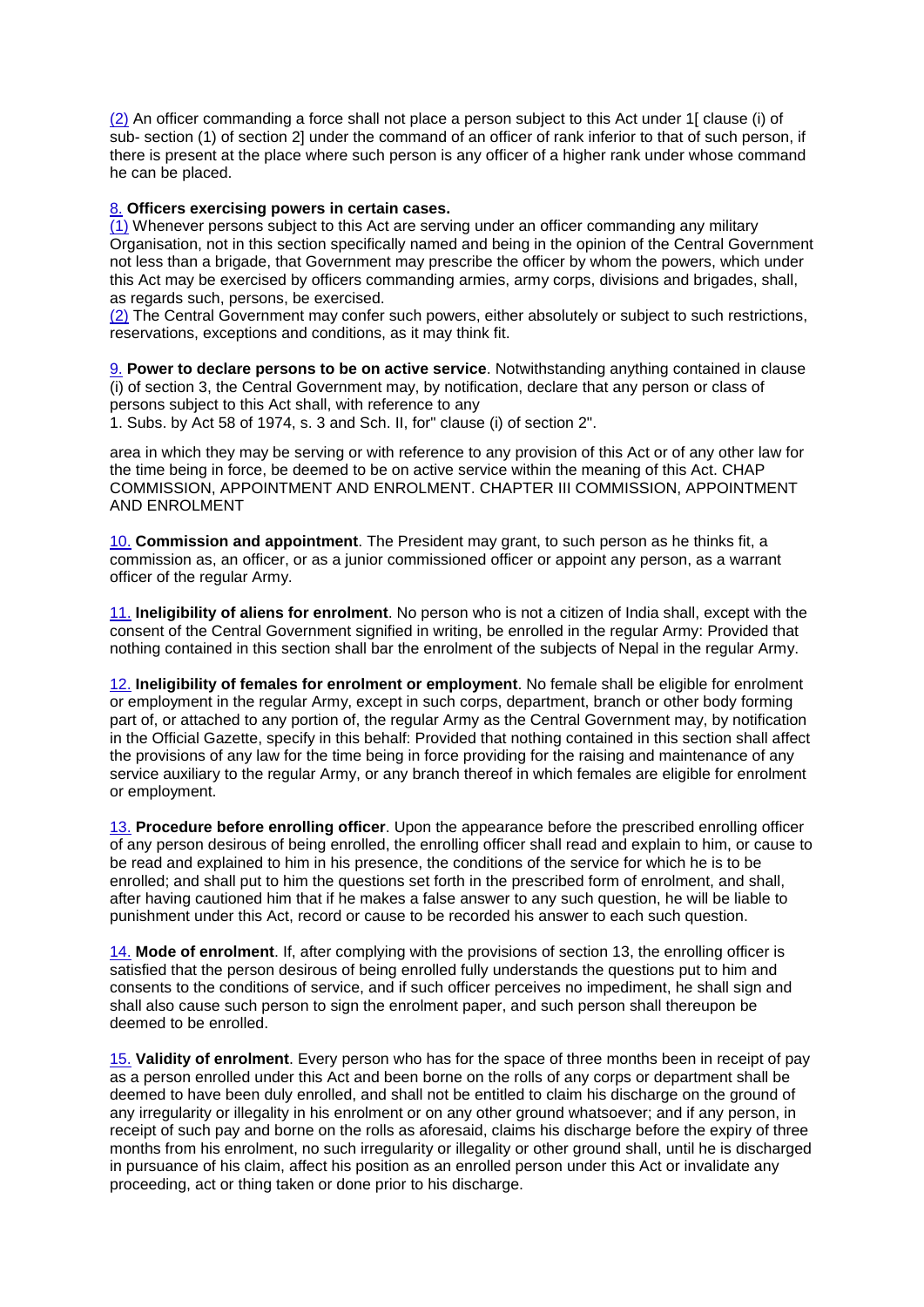(2) An officer commanding a force shall not place a person subject to this Act under 1[ clause (i) of sub- section (1) of section 2] under the command of an officer of rank inferior to that of such person, if there is present at the place where such person is any officer of a higher rank under whose command he can be placed.

8. **Officers exercising powers in certain cases.**
(1) Whenever persons subject to this Act are serving under an officer commanding any military Organisation, not in this section specifically named and being in the opinion of the Central Government not less than a brigade, that Government may prescribe the officer by whom the powers, which under this Act may be exercised by officers commanding armies, army corps, divisions and brigades, shall, as regards such, persons, be exercised.
(2) The Central Government may confer such powers, either absolutely or subject to such restrictions, reservations, exceptions and conditions, as it may think fit.

9. **Power to declare persons to be on active service**. Notwithstanding anything contained in clause (i) of section 3, the Central Government may, by notification, declare that any person or class of persons subject to this Act shall, with reference to any

1. Subs. by Act 58 of 1974, s. 3 and Sch. II, for" clause (i) of section 2".

area in which they may be serving or with reference to any provision of this Act or of any other law for the time being in force, be deemed to be on active service within the meaning of this Act. CHAP COMMISSION, APPOINTMENT AND ENROLMENT. CHAPTER III COMMISSION, APPOINTMENT AND ENROLMENT

10. **Commission and appointment**. The President may grant, to such person as he thinks fit, a commission as, an officer, or as a junior commissioned officer or appoint any person, as a warrant officer of the regular Army.

11. **Ineligibility of aliens for enrolment**. No person who is not a citizen of India shall, except with the consent of the Central Government signified in writing, be enrolled in the regular Army: Provided that nothing contained in this section shall bar the enrolment of the subjects of Nepal in the regular Army.

12. **Ineligibility of females for enrolment or employment**. No female shall be eligible for enrolment or employment in the regular Army, except in such corps, department, branch or other body forming part of, or attached to any portion of, the regular Army as the Central Government may, by notification in the Official Gazette, specify in this behalf: Provided that nothing contained in this section shall affect the provisions of any law for the time being in force providing for the raising and maintenance of any service auxiliary to the regular Army, or any branch thereof in which females are eligible for enrolment or employment.

13. **Procedure before enrolling officer**. Upon the appearance before the prescribed enrolling officer of any person desirous of being enrolled, the enrolling officer shall read and explain to him, or cause to be read and explained to him in his presence, the conditions of the service for which he is to be enrolled; and shall put to him the questions set forth in the prescribed form of enrolment, and shall, after having cautioned him that if he makes a false answer to any such question, he will be liable to punishment under this Act, record or cause to be recorded his answer to each such question.

14. **Mode of enrolment**. If, after complying with the provisions of section 13, the enrolling officer is satisfied that the person desirous of being enrolled fully understands the questions put to him and consents to the conditions of service, and if such officer perceives no impediment, he shall sign and shall also cause such person to sign the enrolment paper, and such person shall thereupon be deemed to be enrolled.

15. **Validity of enrolment**. Every person who has for the space of three months been in receipt of pay as a person enrolled under this Act and been borne on the rolls of any corps or department shall be deemed to have been duly enrolled, and shall not be entitled to claim his discharge on the ground of any irregularity or illegality in his enrolment or on any other ground whatsoever; and if any person, in receipt of such pay and borne on the rolls as aforesaid, claims his discharge before the expiry of three months from his enrolment, no such irregularity or illegality or other ground shall, until he is discharged in pursuance of his claim, affect his position as an enrolled person under this Act or invalidate any proceeding, act or thing taken or done prior to his discharge.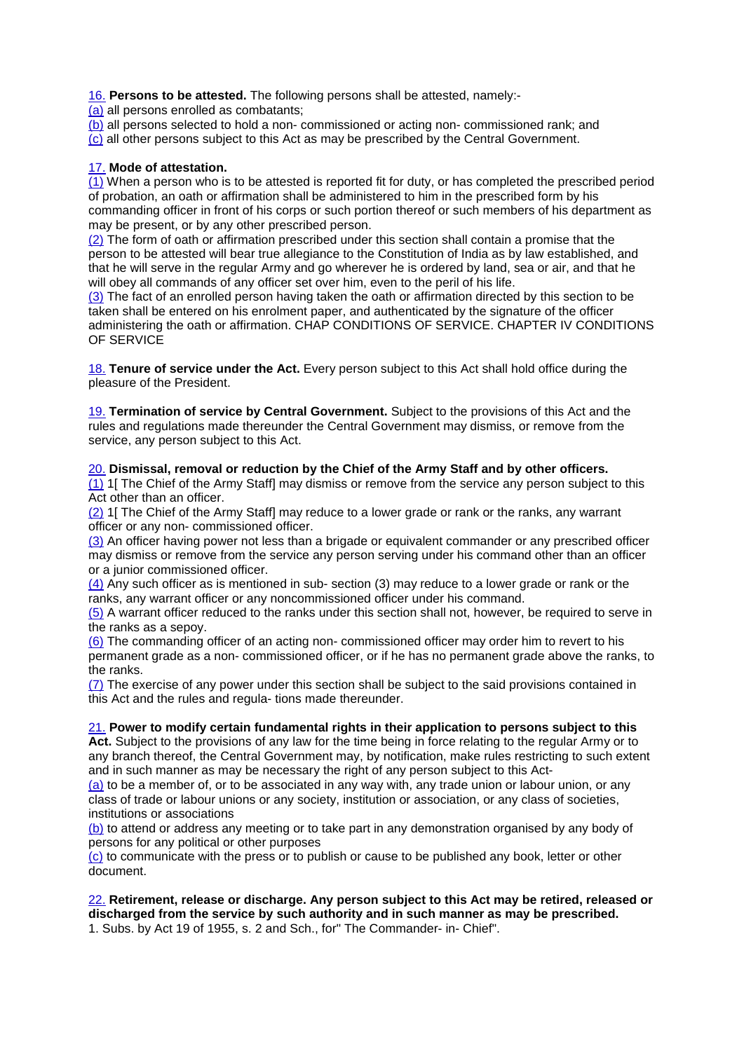16. **Persons to be attested.** The following persons shall be attested, namely:-

(a) all persons enrolled as combatants;

(b) all persons selected to hold a non- commissioned or acting non- commissioned rank; and

(c) all other persons subject to this Act as may be prescribed by the Central Government.

17. **Mode of attestation.**

(1) When a person who is to be attested is reported fit for duty, or has completed the prescribed period of probation, an oath or affirmation shall be administered to him in the prescribed form by his commanding officer in front of his corps or such portion thereof or such members of his department as may be present, or by any other prescribed person.

(2) The form of oath or affirmation prescribed under this section shall contain a promise that the person to be attested will bear true allegiance to the Constitution of India as by law established, and that he will serve in the regular Army and go wherever he is ordered by land, sea or air, and that he will obey all commands of any officer set over him, even to the peril of his life.

(3) The fact of an enrolled person having taken the oath or affirmation directed by this section to be taken shall be entered on his enrolment paper, and authenticated by the signature of the officer administering the oath or affirmation. CHAP CONDITIONS OF SERVICE. CHAPTER IV CONDITIONS OF SERVICE

18. **Tenure of service under the Act.** Every person subject to this Act shall hold office during the pleasure of the President.

19. **Termination of service by Central Government.** Subject to the provisions of this Act and the rules and regulations made thereunder the Central Government may dismiss, or remove from the service, any person subject to this Act.

20. **Dismissal, removal or reduction by the Chief of the Army Staff and by other officers.**

(1) 1[ The Chief of the Army Staff] may dismiss or remove from the service any person subject to this Act other than an officer.

(2) 1[ The Chief of the Army Staff] may reduce to a lower grade or rank or the ranks, any warrant officer or any non- commissioned officer.

(3) An officer having power not less than a brigade or equivalent commander or any prescribed officer may dismiss or remove from the service any person serving under his command other than an officer or a junior commissioned officer.

(4) Any such officer as is mentioned in sub- section (3) may reduce to a lower grade or rank or the ranks, any warrant officer or any noncommissioned officer under his command.

(5) A warrant officer reduced to the ranks under this section shall not, however, be required to serve in the ranks as a sepoy.

(6) The commanding officer of an acting non- commissioned officer may order him to revert to his permanent grade as a non- commissioned officer, or if he has no permanent grade above the ranks, to the ranks.

(7) The exercise of any power under this section shall be subject to the said provisions contained in this Act and the rules and regula- tions made thereunder.

21. **Power to modify certain fundamental rights in their application to persons subject to this Act.** Subject to the provisions of any law for the time being in force relating to the regular Army or to any branch thereof, the Central Government may, by notification, make rules restricting to such extent and in such manner as may be necessary the right of any person subject to this Act-

(a) to be a member of, or to be associated in any way with, any trade union or labour union, or any class of trade or labour unions or any society, institution or association, or any class of societies, institutions or associations

(b) to attend or address any meeting or to take part in any demonstration organised by any body of persons for any political or other purposes

(c) to communicate with the press or to publish or cause to be published any book, letter or other document.

22. **Retirement, release or discharge. Any person subject to this Act may be retired, released or discharged from the service by such authority and in such manner as may be prescribed.**

1. Subs. by Act 19 of 1955, s. 2 and Sch., for" The Commander- in- Chief".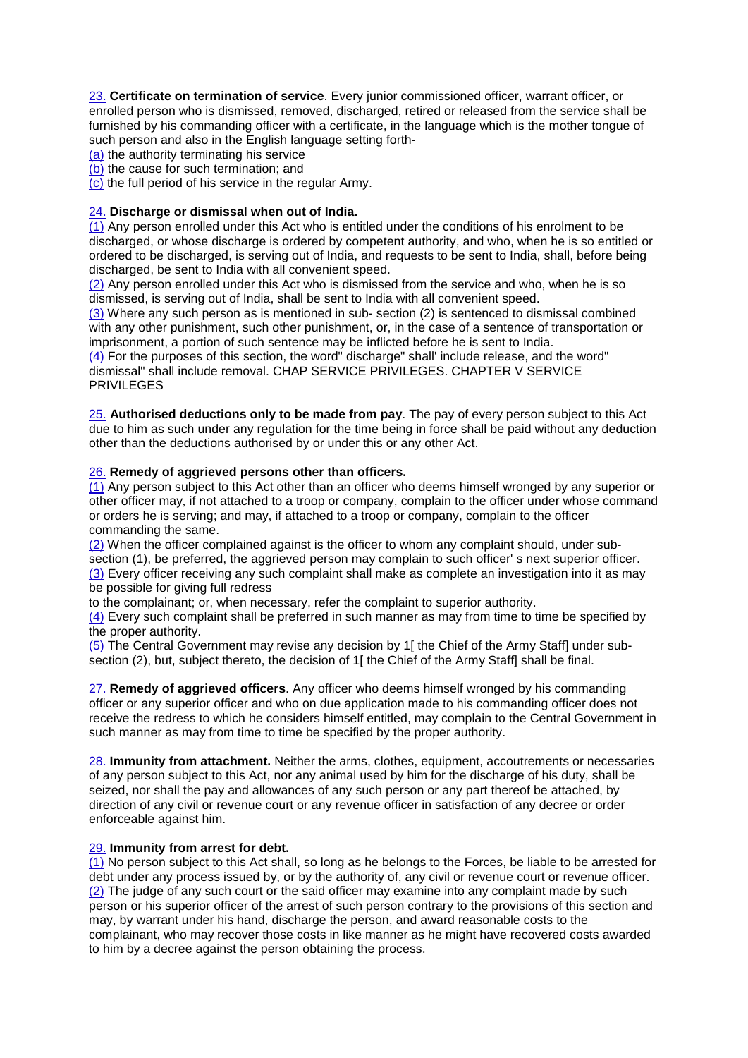23. **Certificate on termination of service**. Every junior commissioned officer, warrant officer, or enrolled person who is dismissed, removed, discharged, retired or released from the service shall be furnished by his commanding officer with a certificate, in the language which is the mother tongue of such person and also in the English language setting forth-

(a) the authority terminating his service

(b) the cause for such termination; and

(c) the full period of his service in the regular Army.

24. **Discharge or dismissal when out of India.**

(1) Any person enrolled under this Act who is entitled under the conditions of his enrolment to be discharged, or whose discharge is ordered by competent authority, and who, when he is so entitled or ordered to be discharged, is serving out of India, and requests to be sent to India, shall, before being discharged, be sent to India with all convenient speed.

(2) Any person enrolled under this Act who is dismissed from the service and who, when he is so dismissed, is serving out of India, shall be sent to India with all convenient speed.

(3) Where any such person as is mentioned in sub- section (2) is sentenced to dismissal combined with any other punishment, such other punishment, or, in the case of a sentence of transportation or imprisonment, a portion of such sentence may be inflicted before he is sent to India.

(4) For the purposes of this section, the word" discharge" shall' include release, and the word" dismissal" shall include removal. CHAP SERVICE PRIVILEGES. CHAPTER V SERVICE PRIVILEGES

25. **Authorised deductions only to be made from pay**. The pay of every person subject to this Act due to him as such under any regulation for the time being in force shall be paid without any deduction other than the deductions authorised by or under this or any other Act.

26. **Remedy of aggrieved persons other than officers.**

(1) Any person subject to this Act other than an officer who deems himself wronged by any superior or other officer may, if not attached to a troop or company, complain to the officer under whose command or orders he is serving; and may, if attached to a troop or company, complain to the officer commanding the same.

(2) When the officer complained against is the officer to whom any complaint should, under sub-section (1), be preferred, the aggrieved person may complain to such officer' s next superior officer.

(3) Every officer receiving any such complaint shall make as complete an investigation into it as may be possible for giving full redress

to the complainant; or, when necessary, refer the complaint to superior authority.

(4) Every such complaint shall be preferred in such manner as may from time to time be specified by the proper authority.

(5) The Central Government may revise any decision by 1[ the Chief of the Army Staff] under sub-section (2), but, subject thereto, the decision of 1[ the Chief of the Army Staff] shall be final.

27. **Remedy of aggrieved officers**. Any officer who deems himself wronged by his commanding officer or any superior officer and who on due application made to his commanding officer does not receive the redress to which he considers himself entitled, may complain to the Central Government in such manner as may from time to time be specified by the proper authority.

28. **Immunity from attachment.** Neither the arms, clothes, equipment, accoutrements or necessaries of any person subject to this Act, nor any animal used by him for the discharge of his duty, shall be seized, nor shall the pay and allowances of any such person or any part thereof be attached, by direction of any civil or revenue court or any revenue officer in satisfaction of any decree or order enforceable against him.

29. **Immunity from arrest for debt.**

(1) No person subject to this Act shall, so long as he belongs to the Forces, be liable to be arrested for debt under any process issued by, or by the authority of, any civil or revenue court or revenue officer.

(2) The judge of any such court or the said officer may examine into any complaint made by such person or his superior officer of the arrest of such person contrary to the provisions of this section and may, by warrant under his hand, discharge the person, and award reasonable costs to the complainant, who may recover those costs in like manner as he might have recovered costs awarded to him by a decree against the person obtaining the process.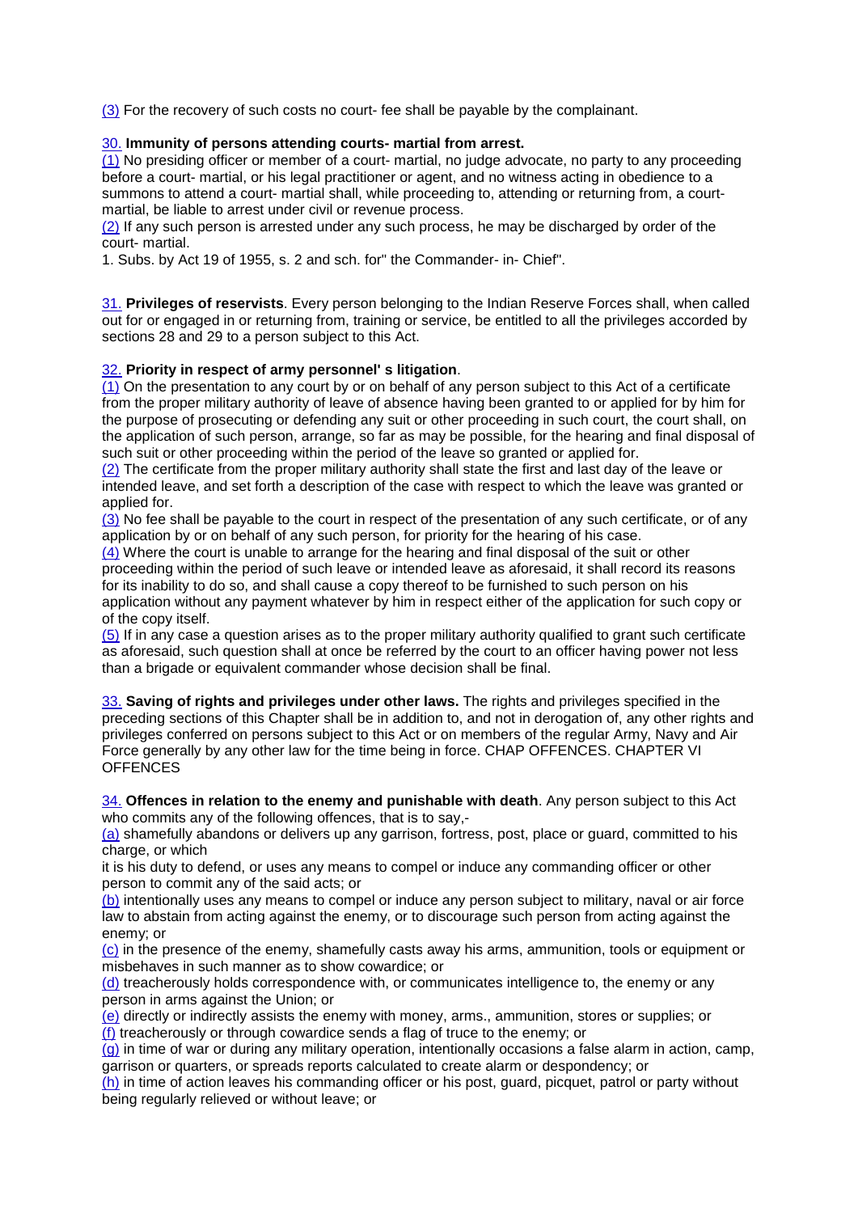(3) For the recovery of such costs no court- fee shall be payable by the complainant.

30. **Immunity of persons attending courts- martial from arrest.**
(1) No presiding officer or member of a court- martial, no judge advocate, no party to any proceeding before a court- martial, or his legal practitioner or agent, and no witness acting in obedience to a summons to attend a court- martial shall, while proceeding to, attending or returning from, a court- martial, be liable to arrest under civil or revenue process.
(2) If any such person is arrested under any such process, he may be discharged by order of the court- martial.
1. Subs. by Act 19 of 1955, s. 2 and sch. for" the Commander- in- Chief".

31. **Privileges of reservists**. Every person belonging to the Indian Reserve Forces shall, when called out for or engaged in or returning from, training or service, be entitled to all the privileges accorded by sections 28 and 29 to a person subject to this Act.

32. **Priority in respect of army personnel' s litigation**.
(1) On the presentation to any court by or on behalf of any person subject to this Act of a certificate from the proper military authority of leave of absence having been granted to or applied for by him for the purpose of prosecuting or defending any suit or other proceeding in such court, the court shall, on the application of such person, arrange, so far as may be possible, for the hearing and final disposal of such suit or other proceeding within the period of the leave so granted or applied for.
(2) The certificate from the proper military authority shall state the first and last day of the leave or intended leave, and set forth a description of the case with respect to which the leave was granted or applied for.
(3) No fee shall be payable to the court in respect of the presentation of any such certificate, or of any application by or on behalf of any such person, for priority for the hearing of his case.
(4) Where the court is unable to arrange for the hearing and final disposal of the suit or other proceeding within the period of such leave or intended leave as aforesaid, it shall record its reasons for its inability to do so, and shall cause a copy thereof to be furnished to such person on his application without any payment whatever by him in respect either of the application for such copy or of the copy itself.
(5) If in any case a question arises as to the proper military authority qualified to grant such certificate as aforesaid, such question shall at once be referred by the court to an officer having power not less than a brigade or equivalent commander whose decision shall be final.

33. **Saving of rights and privileges under other laws.** The rights and privileges specified in the preceding sections of this Chapter shall be in addition to, and not in derogation of, any other rights and privileges conferred on persons subject to this Act or on members of the regular Army, Navy and Air Force generally by any other law for the time being in force. CHAP OFFENCES. CHAPTER VI OFFENCES

34. **Offences in relation to the enemy and punishable with death**. Any person subject to this Act who commits any of the following offences, that is to say,-
(a) shamefully abandons or delivers up any garrison, fortress, post, place or guard, committed to his charge, or which
it is his duty to defend, or uses any means to compel or induce any commanding officer or other person to commit any of the said acts; or
(b) intentionally uses any means to compel or induce any person subject to military, naval or air force law to abstain from acting against the enemy, or to discourage such person from acting against the enemy; or
(c) in the presence of the enemy, shamefully casts away his arms, ammunition, tools or equipment or misbehaves in such manner as to show cowardice; or
(d) treacherously holds correspondence with, or communicates intelligence to, the enemy or any person in arms against the Union; or
(e) directly or indirectly assists the enemy with money, arms., ammunition, stores or supplies; or
(f) treacherously or through cowardice sends a flag of truce to the enemy; or
(g) in time of war or during any military operation, intentionally occasions a false alarm in action, camp, garrison or quarters, or spreads reports calculated to create alarm or despondency; or
(h) in time of action leaves his commanding officer or his post, guard, picquet, patrol or party without being regularly relieved or without leave; or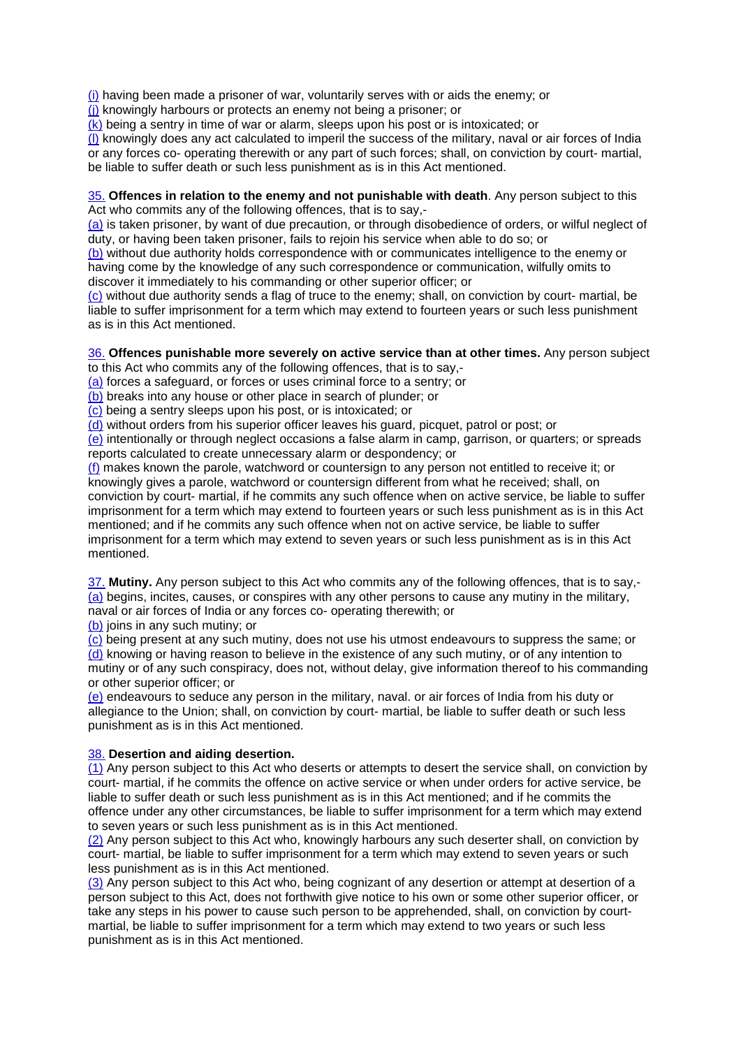(i) having been made a prisoner of war, voluntarily serves with or aids the enemy; or
(j) knowingly harbours or protects an enemy not being a prisoner; or
(k) being a sentry in time of war or alarm, sleeps upon his post or is intoxicated; or
(l) knowingly does any act calculated to imperil the success of the military, naval or air forces of India or any forces co- operating therewith or any part of such forces; shall, on conviction by court- martial, be liable to suffer death or such less punishment as is in this Act mentioned.

35. **Offences in relation to the enemy and not punishable with death**. Any person subject to this Act who commits any of the following offences, that is to say,-
(a) is taken prisoner, by want of due precaution, or through disobedience of orders, or wilful neglect of duty, or having been taken prisoner, fails to rejoin his service when able to do so; or
(b) without due authority holds correspondence with or communicates intelligence to the enemy or having come by the knowledge of any such correspondence or communication, wilfully omits to discover it immediately to his commanding or other superior officer; or
(c) without due authority sends a flag of truce to the enemy; shall, on conviction by court- martial, be liable to suffer imprisonment for a term which may extend to fourteen years or such less punishment as is in this Act mentioned.

36. **Offences punishable more severely on active service than at other times.** Any person subject to this Act who commits any of the following offences, that is to say,-
(a) forces a safeguard, or forces or uses criminal force to a sentry; or
(b) breaks into any house or other place in search of plunder; or
(c) being a sentry sleeps upon his post, or is intoxicated; or
(d) without orders from his superior officer leaves his guard, picquet, patrol or post; or
(e) intentionally or through neglect occasions a false alarm in camp, garrison, or quarters; or spreads reports calculated to create unnecessary alarm or despondency; or
(f) makes known the parole, watchword or countersign to any person not entitled to receive it; or knowingly gives a parole, watchword or countersign different from what he received; shall, on conviction by court- martial, if he commits any such offence when on active service, be liable to suffer imprisonment for a term which may extend to fourteen years or such less punishment as is in this Act mentioned; and if he commits any such offence when not on active service, be liable to suffer imprisonment for a term which may extend to seven years or such less punishment as is in this Act mentioned.

37. **Mutiny.** Any person subject to this Act who commits any of the following offences, that is to say,-
(a) begins, incites, causes, or conspires with any other persons to cause any mutiny in the military, naval or air forces of India or any forces co- operating therewith; or
(b) joins in any such mutiny; or
(c) being present at any such mutiny, does not use his utmost endeavours to suppress the same; or
(d) knowing or having reason to believe in the existence of any such mutiny, or of any intention to mutiny or of any such conspiracy, does not, without delay, give information thereof to his commanding or other superior officer; or
(e) endeavours to seduce any person in the military, naval. or air forces of India from his duty or allegiance to the Union; shall, on conviction by court- martial, be liable to suffer death or such less punishment as is in this Act mentioned.

38. **Desertion and aiding desertion.**
(1) Any person subject to this Act who deserts or attempts to desert the service shall, on conviction by court- martial, if he commits the offence on active service or when under orders for active service, be liable to suffer death or such less punishment as is in this Act mentioned; and if he commits the offence under any other circumstances, be liable to suffer imprisonment for a term which may extend to seven years or such less punishment as is in this Act mentioned.
(2) Any person subject to this Act who, knowingly harbours any such deserter shall, on conviction by court- martial, be liable to suffer imprisonment for a term which may extend to seven years or such less punishment as is in this Act mentioned.
(3) Any person subject to this Act who, being cognizant of any desertion or attempt at desertion of a person subject to this Act, does not forthwith give notice to his own or some other superior officer, or take any steps in his power to cause such person to be apprehended, shall, on conviction by court- martial, be liable to suffer imprisonment for a term which may extend to two years or such less punishment as is in this Act mentioned.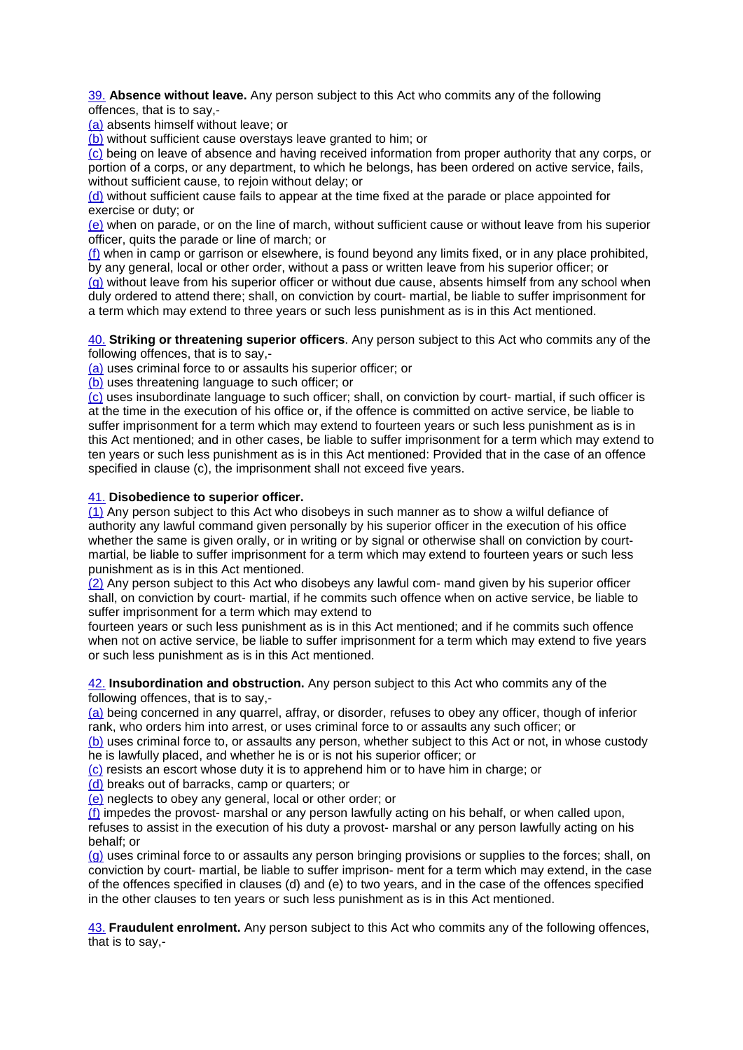39. **Absence without leave.** Any person subject to this Act who commits any of the following offences, that is to say,-

(a) absents himself without leave; or

(b) without sufficient cause overstays leave granted to him; or

(c) being on leave of absence and having received information from proper authority that any corps, or portion of a corps, or any department, to which he belongs, has been ordered on active service, fails, without sufficient cause, to rejoin without delay; or

(d) without sufficient cause fails to appear at the time fixed at the parade or place appointed for exercise or duty; or

(e) when on parade, or on the line of march, without sufficient cause or without leave from his superior officer, quits the parade or line of march; or

(f) when in camp or garrison or elsewhere, is found beyond any limits fixed, or in any place prohibited, by any general, local or other order, without a pass or written leave from his superior officer; or

(g) without leave from his superior officer or without due cause, absents himself from any school when duly ordered to attend there; shall, on conviction by court- martial, be liable to suffer imprisonment for a term which may extend to three years or such less punishment as is in this Act mentioned.

40. **Striking or threatening superior officers**. Any person subject to this Act who commits any of the following offences, that is to say,-

(a) uses criminal force to or assaults his superior officer; or

(b) uses threatening language to such officer; or

(c) uses insubordinate language to such officer; shall, on conviction by court- martial, if such officer is at the time in the execution of his office or, if the offence is committed on active service, be liable to suffer imprisonment for a term which may extend to fourteen years or such less punishment as is in this Act mentioned; and in other cases, be liable to suffer imprisonment for a term which may extend to ten years or such less punishment as is in this Act mentioned: Provided that in the case of an offence specified in clause (c), the imprisonment shall not exceed five years.

41. **Disobedience to superior officer.**

(1) Any person subject to this Act who disobeys in such manner as to show a wilful defiance of authority any lawful command given personally by his superior officer in the execution of his office whether the same is given orally, or in writing or by signal or otherwise shall on conviction by court- martial, be liable to suffer imprisonment for a term which may extend to fourteen years or such less punishment as is in this Act mentioned.

(2) Any person subject to this Act who disobeys any lawful com- mand given by his superior officer shall, on conviction by court- martial, if he commits such offence when on active service, be liable to suffer imprisonment for a term which may extend to fourteen years or such less punishment as is in this Act mentioned; and if he commits such offence when not on active service, be liable to suffer imprisonment for a term which may extend to five years or such less punishment as is in this Act mentioned.

42. **Insubordination and obstruction.** Any person subject to this Act who commits any of the following offences, that is to say,-

(a) being concerned in any quarrel, affray, or disorder, refuses to obey any officer, though of inferior rank, who orders him into arrest, or uses criminal force to or assaults any such officer; or

(b) uses criminal force to, or assaults any person, whether subject to this Act or not, in whose custody he is lawfully placed, and whether he is or is not his superior officer; or

(c) resists an escort whose duty it is to apprehend him or to have him in charge; or

(d) breaks out of barracks, camp or quarters; or

(e) neglects to obey any general, local or other order; or

(f) impedes the provost- marshal or any person lawfully acting on his behalf, or when called upon, refuses to assist in the execution of his duty a provost- marshal or any person lawfully acting on his behalf; or

(g) uses criminal force to or assaults any person bringing provisions or supplies to the forces; shall, on conviction by court- martial, be liable to suffer imprison- ment for a term which may extend, in the case of the offences specified in clauses (d) and (e) to two years, and in the case of the offences specified in the other clauses to ten years or such less punishment as is in this Act mentioned.

43. **Fraudulent enrolment.** Any person subject to this Act who commits any of the following offences, that is to say,-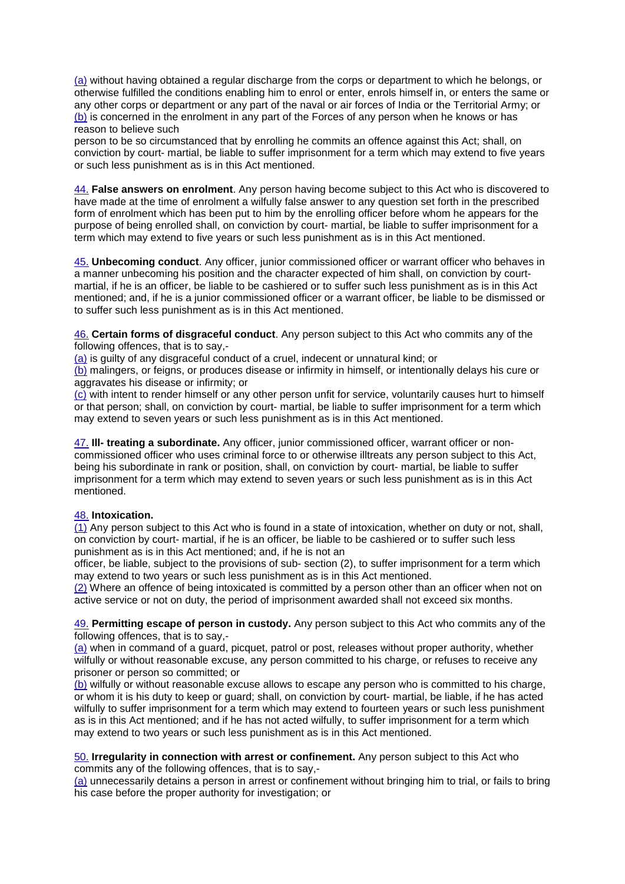(a) without having obtained a regular discharge from the corps or department to which he belongs, or otherwise fulfilled the conditions enabling him to enrol or enter, enrols himself in, or enters the same or any other corps or department or any part of the naval or air forces of India or the Territorial Army; or
(b) is concerned in the enrolment in any part of the Forces of any person when he knows or has reason to believe such
person to be so circumstanced that by enrolling he commits an offence against this Act; shall, on conviction by court- martial, be liable to suffer imprisonment for a term which may extend to five years or such less punishment as is in this Act mentioned.

44. **False answers on enrolment**. Any person having become subject to this Act who is discovered to have made at the time of enrolment a wilfully false answer to any question set forth in the prescribed form of enrolment which has been put to him by the enrolling officer before whom he appears for the purpose of being enrolled shall, on conviction by court- martial, be liable to suffer imprisonment for a term which may extend to five years or such less punishment as is in this Act mentioned.

45. **Unbecoming conduct**. Any officer, junior commissioned officer or warrant officer who behaves in a manner unbecoming his position and the character expected of him shall, on conviction by court-martial, if he is an officer, be liable to be cashiered or to suffer such less punishment as is in this Act mentioned; and, if he is a junior commissioned officer or a warrant officer, be liable to be dismissed or to suffer such less punishment as is in this Act mentioned.

46. **Certain forms of disgraceful conduct**. Any person subject to this Act who commits any of the following offences, that is to say,-
(a) is guilty of any disgraceful conduct of a cruel, indecent or unnatural kind; or
(b) malingers, or feigns, or produces disease or infirmity in himself, or intentionally delays his cure or aggravates his disease or infirmity; or
(c) with intent to render himself or any other person unfit for service, voluntarily causes hurt to himself or that person; shall, on conviction by court- martial, be liable to suffer imprisonment for a term which may extend to seven years or such less punishment as is in this Act mentioned.

47. **Ill- treating a subordinate.** Any officer, junior commissioned officer, warrant officer or non-commissioned officer who uses criminal force to or otherwise illtreats any person subject to this Act, being his subordinate in rank or position, shall, on conviction by court- martial, be liable to suffer imprisonment for a term which may extend to seven years or such less punishment as is in this Act mentioned.

48. **Intoxication.**
(1) Any person subject to this Act who is found in a state of intoxication, whether on duty or not, shall, on conviction by court- martial, if he is an officer, be liable to be cashiered or to suffer such less punishment as is in this Act mentioned; and, if he is not an
officer, be liable, subject to the provisions of sub- section (2), to suffer imprisonment for a term which may extend to two years or such less punishment as is in this Act mentioned.
(2) Where an offence of being intoxicated is committed by a person other than an officer when not on active service or not on duty, the period of imprisonment awarded shall not exceed six months.

49. **Permitting escape of person in custody.** Any person subject to this Act who commits any of the following offences, that is to say,-
(a) when in command of a guard, picquet, patrol or post, releases without proper authority, whether wilfully or without reasonable excuse, any person committed to his charge, or refuses to receive any prisoner or person so committed; or
(b) wilfully or without reasonable excuse allows to escape any person who is committed to his charge, or whom it is his duty to keep or guard; shall, on conviction by court- martial, be liable, if he has acted wilfully to suffer imprisonment for a term which may extend to fourteen years or such less punishment as is in this Act mentioned; and if he has not acted wilfully, to suffer imprisonment for a term which may extend to two years or such less punishment as is in this Act mentioned.

50. **Irregularity in connection with arrest or confinement.** Any person subject to this Act who commits any of the following offences, that is to say,-
(a) unnecessarily detains a person in arrest or confinement without bringing him to trial, or fails to bring his case before the proper authority for investigation; or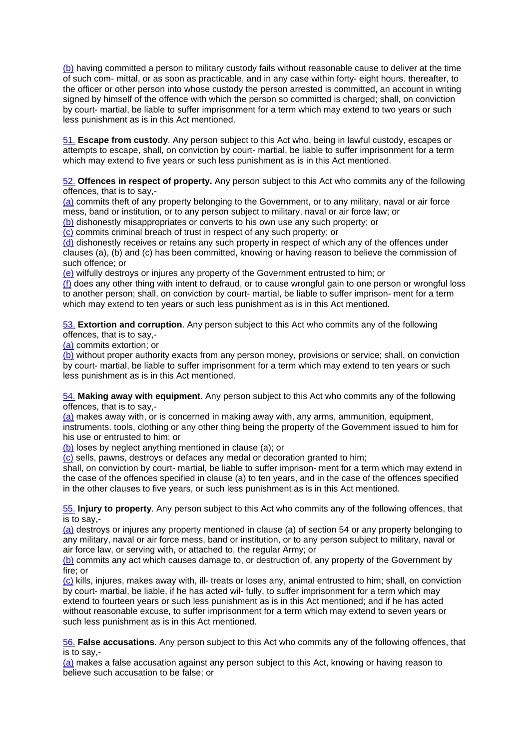(b) having committed a person to military custody fails without reasonable cause to deliver at the time of such com- mittal, or as soon as practicable, and in any case within forty- eight hours. thereafter, to the officer or other person into whose custody the person arrested is committed, an account in writing signed by himself of the offence with which the person so committed is charged; shall, on conviction by court- martial, be liable to suffer imprisonment for a term which may extend to two years or such less punishment as is in this Act mentioned.

51. **Escape from custody**. Any person subject to this Act who, being in lawful custody, escapes or attempts to escape, shall, on conviction by court- martial, be liable to suffer imprisonment for a term which may extend to five years or such less punishment as is in this Act mentioned.

52. **Offences in respect of property.** Any person subject to this Act who commits any of the following offences, that is to say,-
(a) commits theft of any property belonging to the Government, or to any military, naval or air force mess, band or institution, or to any person subject to military, naval or air force law; or
(b) dishonestly misappropriates or converts to his own use any such property; or
(c) commits criminal breach of trust in respect of any such property; or
(d) dishonestly receives or retains any such property in respect of which any of the offences under clauses (a), (b) and (c) has been committed, knowing or having reason to believe the commission of such offence; or
(e) wilfully destroys or injures any property of the Government entrusted to him; or
(f) does any other thing with intent to defraud, or to cause wrongful gain to one person or wrongful loss to another person; shall, on conviction by court- martial, be liable to suffer imprison- ment for a term which may extend to ten years or such less punishment as is in this Act mentioned.

53. **Extortion and corruption**. Any person subject to this Act who commits any of the following offences, that is to say,-
(a) commits extortion; or
(b) without proper authority exacts from any person money, provisions or service; shall, on conviction by court- martial, be liable to suffer imprisonment for a term which may extend to ten years or such less punishment as is in this Act mentioned.

54. **Making away with equipment**. Any person subject to this Act who commits any of the following offences, that is to say,-
(a) makes away with, or is concerned in making away with, any arms, ammunition, equipment, instruments. tools, clothing or any other thing being the property of the Government issued to him for his use or entrusted to him; or
(b) loses by neglect anything mentioned in clause (a); or
(c) sells, pawns, destroys or defaces any medal or decoration granted to him;
shall, on conviction by court- martial, be liable to suffer imprison- ment for a term which may extend in the case of the offences specified in clause (a) to ten years, and in the case of the offences specified in the other clauses to five years, or such less punishment as is in this Act mentioned.

55. **Injury to property**. Any person subject to this Act who commits any of the following offences, that is to say,-
(a) destroys or injures any property mentioned in clause (a) of section 54 or any property belonging to any military, naval or air force mess, band or institution, or to any person subject to military, naval or air force law, or serving with, or attached to, the regular Army; or
(b) commits any act which causes damage to, or destruction of, any property of the Government by fire; or
(c) kills, injures, makes away with, ill- treats or loses any, animal entrusted to him; shall, on conviction by court- martial, be liable, if he has acted wil- fully, to suffer imprisonment for a term which may extend to fourteen years or such less punishment as is in this Act mentioned; and if he has acted without reasonable excuse, to suffer imprisonment for a term which may extend to seven years or such less punishment as is in this Act mentioned.

56. **False accusations**. Any person subject to this Act who commits any of the following offences, that is to say,-
(a) makes a false accusation against any person subject to this Act, knowing or having reason to believe such accusation to be false; or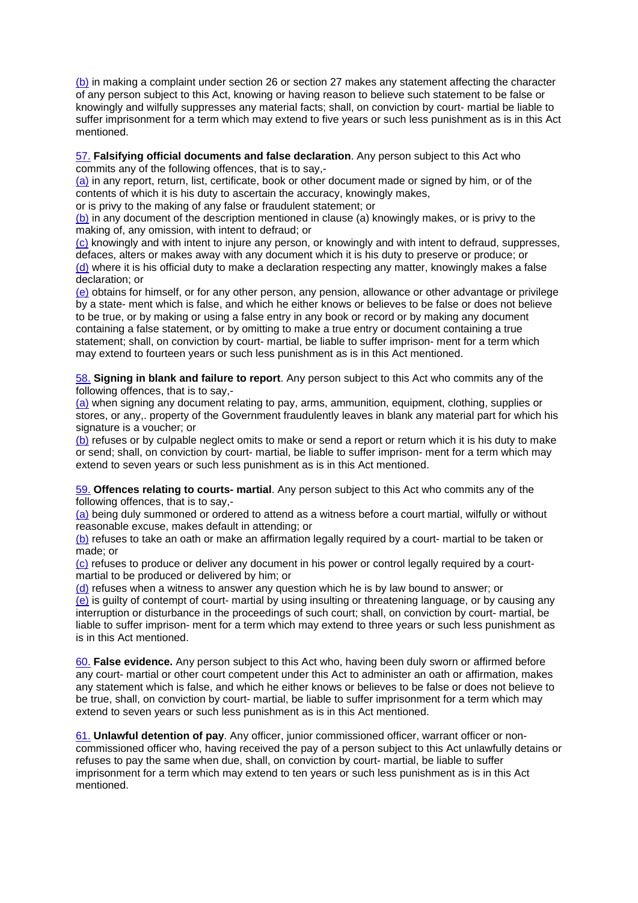(b) in making a complaint under section 26 or section 27 makes any statement affecting the character of any person subject to this Act, knowing or having reason to believe such statement to be false or knowingly and wilfully suppresses any material facts; shall, on conviction by court- martial be liable to suffer imprisonment for a term which may extend to five years or such less punishment as is in this Act mentioned.

57. **Falsifying official documents and false declaration**. Any person subject to this Act who commits any of the following offences, that is to say,-

(a) in any report, return, list, certificate, book or other document made or signed by him, or of the contents of which it is his duty to ascertain the accuracy, knowingly makes, or is privy to the making of any false or fraudulent statement; or

(b) in any document of the description mentioned in clause (a) knowingly makes, or is privy to the making of, any omission, with intent to defraud; or

(c) knowingly and with intent to injure any person, or knowingly and with intent to defraud, suppresses, defaces, alters or makes away with any document which it is his duty to preserve or produce; or

(d) where it is his official duty to make a declaration respecting any matter, knowingly makes a false declaration; or

(e) obtains for himself, or for any other person, any pension, allowance or other advantage or privilege by a state- ment which is false, and which he either knows or believes to be false or does not believe to be true, or by making or using a false entry in any book or record or by making any document containing a false statement, or by omitting to make a true entry or document containing a true statement; shall, on conviction by court- martial, be liable to suffer imprison- ment for a term which may extend to fourteen years or such less punishment as is in this Act mentioned.

58. **Signing in blank and failure to report**. Any person subject to this Act who commits any of the following offences, that is to say,-

(a) when signing any document relating to pay, arms, ammunition, equipment, clothing, supplies or stores, or any,. property of the Government fraudulently leaves in blank any material part for which his signature is a voucher; or

(b) refuses or by culpable neglect omits to make or send a report or return which it is his duty to make or send; shall, on conviction by court- martial, be liable to suffer imprison- ment for a term which may extend to seven years or such less punishment as is in this Act mentioned.

59. **Offences relating to courts- martial**. Any person subject to this Act who commits any of the following offences, that is to say,-

(a) being duly summoned or ordered to attend as a witness before a court martial, wilfully or without reasonable excuse, makes default in attending; or

(b) refuses to take an oath or make an affirmation legally required by a court- martial to be taken or made; or

(c) refuses to produce or deliver any document in his power or control legally required by a court- martial to be produced or delivered by him; or

(d) refuses when a witness to answer any question which he is by law bound to answer; or

(e) is guilty of contempt of court- martial by using insulting or threatening language, or by causing any interruption or disturbance in the proceedings of such court; shall, on conviction by court- martial, be liable to suffer imprison- ment for a term which may extend to three years or such less punishment as is in this Act mentioned.

60. **False evidence.** Any person subject to this Act who, having been duly sworn or affirmed before any court- martial or other court competent under this Act to administer an oath or affirmation, makes any statement which is false, and which he either knows or believes to be false or does not believe to be true, shall, on conviction by court- martial, be liable to suffer imprisonment for a term which may extend to seven years or such less punishment as is in this Act mentioned.

61. **Unlawful detention of pay**. Any officer, junior commissioned officer, warrant officer or non-commissioned officer who, having received the pay of a person subject to this Act unlawfully detains or refuses to pay the same when due, shall, on conviction by court- martial, be liable to suffer imprisonment for a term which may extend to ten years or such less punishment as is in this Act mentioned.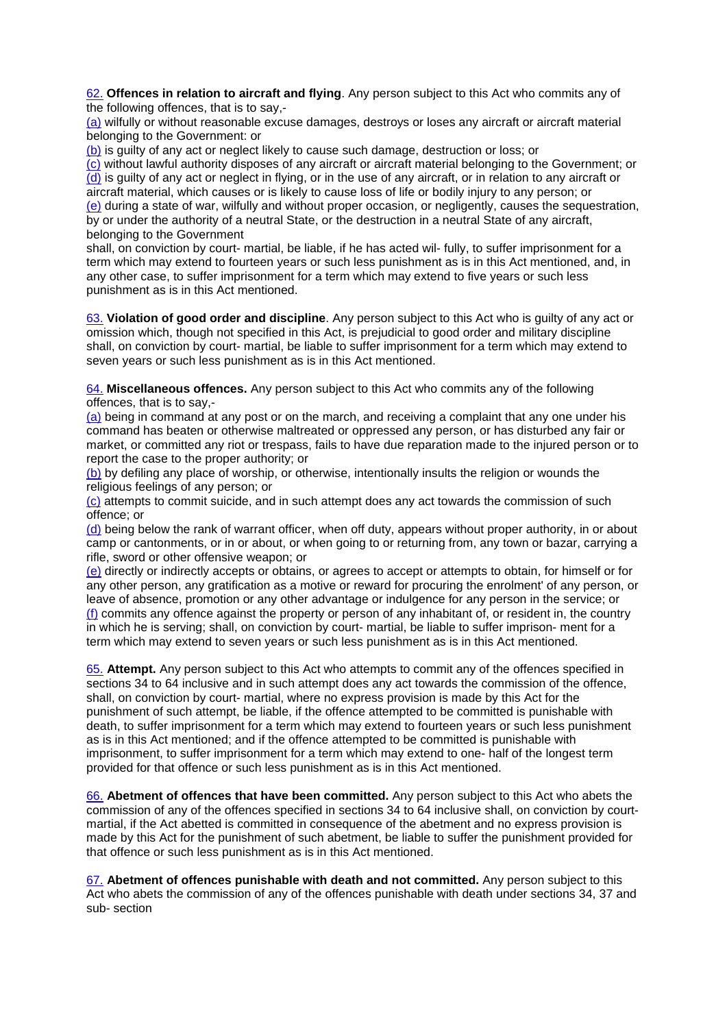62. **Offences in relation to aircraft and flying**. Any person subject to this Act who commits any of the following offences, that is to say,-

(a) wilfully or without reasonable excuse damages, destroys or loses any aircraft or aircraft material belonging to the Government: or

(b) is guilty of any act or neglect likely to cause such damage, destruction or loss; or

(c) without lawful authority disposes of any aircraft or aircraft material belonging to the Government; or

(d) is guilty of any act or neglect in flying, or in the use of any aircraft, or in relation to any aircraft or aircraft material, which causes or is likely to cause loss of life or bodily injury to any person; or

(e) during a state of war, wilfully and without proper occasion, or negligently, causes the sequestration, by or under the authority of a neutral State, or the destruction in a neutral State of any aircraft, belonging to the Government

shall, on conviction by court- martial, be liable, if he has acted wil- fully, to suffer imprisonment for a term which may extend to fourteen years or such less punishment as is in this Act mentioned, and, in any other case, to suffer imprisonment for a term which may extend to five years or such less punishment as is in this Act mentioned.

63. **Violation of good order and discipline**. Any person subject to this Act who is guilty of any act or omission which, though not specified in this Act, is prejudicial to good order and military discipline shall, on conviction by court- martial, be liable to suffer imprisonment for a term which may extend to seven years or such less punishment as is in this Act mentioned.

64. **Miscellaneous offences.** Any person subject to this Act who commits any of the following offences, that is to say,-

(a) being in command at any post or on the march, and receiving a complaint that any one under his command has beaten or otherwise maltreated or oppressed any person, or has disturbed any fair or market, or committed any riot or trespass, fails to have due reparation made to the injured person or to report the case to the proper authority; or

(b) by defiling any place of worship, or otherwise, intentionally insults the religion or wounds the religious feelings of any person; or

(c) attempts to commit suicide, and in such attempt does any act towards the commission of such offence; or

(d) being below the rank of warrant officer, when off duty, appears without proper authority, in or about camp or cantonments, or in or about, or when going to or returning from, any town or bazar, carrying a rifle, sword or other offensive weapon; or

(e) directly or indirectly accepts or obtains, or agrees to accept or attempts to obtain, for himself or for any other person, any gratification as a motive or reward for procuring the enrolment' of any person, or leave of absence, promotion or any other advantage or indulgence for any person in the service; or

(f) commits any offence against the property or person of any inhabitant of, or resident in, the country in which he is serving; shall, on conviction by court- martial, be liable to suffer imprison- ment for a term which may extend to seven years or such less punishment as is in this Act mentioned.

65. **Attempt.** Any person subject to this Act who attempts to commit any of the offences specified in sections 34 to 64 inclusive and in such attempt does any act towards the commission of the offence, shall, on conviction by court- martial, where no express provision is made by this Act for the punishment of such attempt, be liable, if the offence attempted to be committed is punishable with death, to suffer imprisonment for a term which may extend to fourteen years or such less punishment as is in this Act mentioned; and if the offence attempted to be committed is punishable with imprisonment, to suffer imprisonment for a term which may extend to one- half of the longest term provided for that offence or such less punishment as is in this Act mentioned.

66. **Abetment of offences that have been committed.** Any person subject to this Act who abets the commission of any of the offences specified in sections 34 to 64 inclusive shall, on conviction by court-martial, if the Act abetted is committed in consequence of the abetment and no express provision is made by this Act for the punishment of such abetment, be liable to suffer the punishment provided for that offence or such less punishment as is in this Act mentioned.

67. **Abetment of offences punishable with death and not committed.** Any person subject to this Act who abets the commission of any of the offences punishable with death under sections 34, 37 and sub- section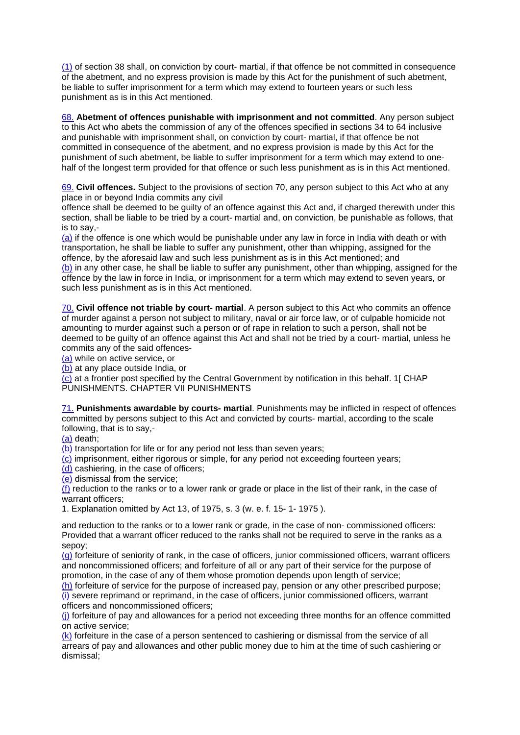(1) of section 38 shall, on conviction by court- martial, if that offence be not committed in consequence of the abetment, and no express provision is made by this Act for the punishment of such abetment, be liable to suffer imprisonment for a term which may extend to fourteen years or such less punishment as is in this Act mentioned.

68. **Abetment of offences punishable with imprisonment and not committed**. Any person subject to this Act who abets the commission of any of the offences specified in sections 34 to 64 inclusive and punishable with imprisonment shall, on conviction by court- martial, if that offence be not committed in consequence of the abetment, and no express provision is made by this Act for the punishment of such abetment, be liable to suffer imprisonment for a term which may extend to one-half of the longest term provided for that offence or such less punishment as is in this Act mentioned.

69. **Civil offences.** Subject to the provisions of section 70, any person subject to this Act who at any place in or beyond India commits any civil offence shall be deemed to be guilty of an offence against this Act and, if charged therewith under this section, shall be liable to be tried by a court- martial and, on conviction, be punishable as follows, that is to say,-

(a) if the offence is one which would be punishable under any law in force in India with death or with transportation, he shall be liable to suffer any punishment, other than whipping, assigned for the offence, by the aforesaid law and such less punishment as is in this Act mentioned; and

(b) in any other case, he shall be liable to suffer any punishment, other than whipping, assigned for the offence by the law in force in India, or imprisonment for a term which may extend to seven years, or such less punishment as is in this Act mentioned.

70. **Civil offence not triable by court- martial**. A person subject to this Act who commits an offence of murder against a person not subject to military, naval or air force law, or of culpable homicide not amounting to murder against such a person or of rape in relation to such a person, shall not be deemed to be guilty of an offence against this Act and shall not be tried by a court- martial, unless he commits any of the said offences-

(a) while on active service, or

(b) at any place outside India, or

(c) at a frontier post specified by the Central Government by notification in this behalf. 1[ CHAP PUNISHMENTS. CHAPTER VII PUNISHMENTS

71. **Punishments awardable by courts- martial**. Punishments may be inflicted in respect of offences committed by persons subject to this Act and convicted by courts- martial, according to the scale following, that is to say,-

(a) death;

(b) transportation for life or for any period not less than seven years;

(c) imprisonment, either rigorous or simple, for any period not exceeding fourteen years;

(d) cashiering, in the case of officers;

(e) dismissal from the service;

(f) reduction to the ranks or to a lower rank or grade or place in the list of their rank, in the case of warrant officers;

1. Explanation omitted by Act 13, of 1975, s. 3 (w. e. f. 15- 1- 1975 ).

and reduction to the ranks or to a lower rank or grade, in the case of non- commissioned officers: Provided that a warrant officer reduced to the ranks shall not be required to serve in the ranks as a sepoy;

(g) forfeiture of seniority of rank, in the case of officers, junior commissioned officers, warrant officers and noncommissioned officers; and forfeiture of all or any part of their service for the purpose of promotion, in the case of any of them whose promotion depends upon length of service;

(h) forfeiture of service for the purpose of increased pay, pension or any other prescribed purpose;

(i) severe reprimand or reprimand, in the case of officers, junior commissioned officers, warrant officers and noncommissioned officers;

(j) forfeiture of pay and allowances for a period not exceeding three months for an offence committed on active service;

(k) forfeiture in the case of a person sentenced to cashiering or dismissal from the service of all arrears of pay and allowances and other public money due to him at the time of such cashiering or dismissal;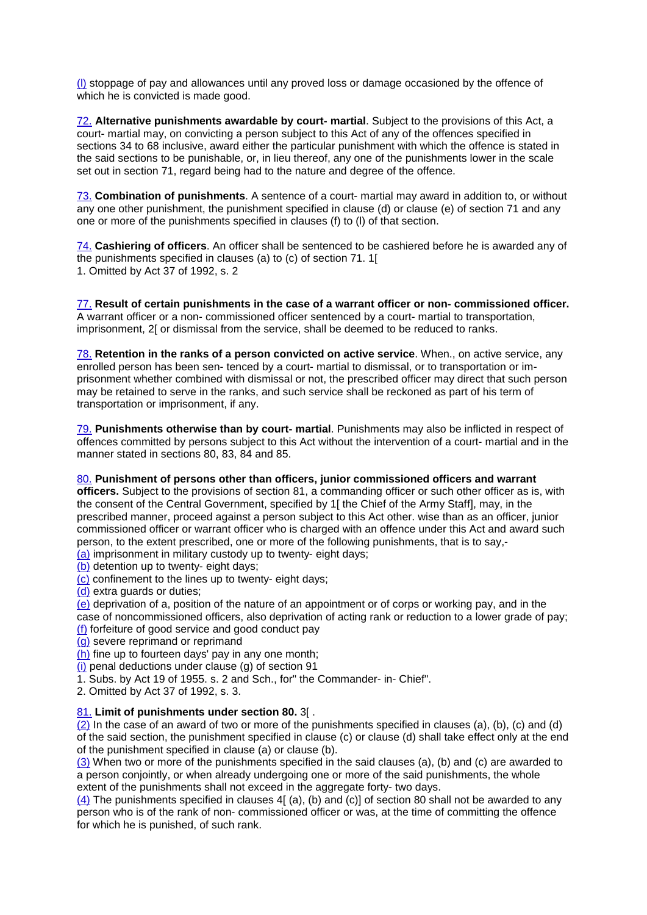(l) stoppage of pay and allowances until any proved loss or damage occasioned by the offence of which he is convicted is made good.

72. **Alternative punishments awardable by court- martial**. Subject to the provisions of this Act, a court- martial may, on convicting a person subject to this Act of any of the offences specified in sections 34 to 68 inclusive, award either the particular punishment with which the offence is stated in the said sections to be punishable, or, in lieu thereof, any one of the punishments lower in the scale set out in section 71, regard being had to the nature and degree of the offence.

73. **Combination of punishments**. A sentence of a court- martial may award in addition to, or without any one other punishment, the punishment specified in clause (d) or clause (e) of section 71 and any one or more of the punishments specified in clauses (f) to (l) of that section.

74. **Cashiering of officers**. An officer shall be sentenced to be cashiered before he is awarded any of the punishments specified in clauses (a) to (c) of section 71. 1[
1. Omitted by Act 37 of 1992, s. 2

77. **Result of certain punishments in the case of a warrant officer or non- commissioned officer.** A warrant officer or a non- commissioned officer sentenced by a court- martial to transportation, imprisonment, 2[ or dismissal from the service, shall be deemed to be reduced to ranks.

78. **Retention in the ranks of a person convicted on active service**. When., on active service, any enrolled person has been sen- tenced by a court- martial to dismissal, or to transportation or im- prisonment whether combined with dismissal or not, the prescribed officer may direct that such person may be retained to serve in the ranks, and such service shall be reckoned as part of his term of transportation or imprisonment, if any.

79. **Punishments otherwise than by court- martial**. Punishments may also be inflicted in respect of offences committed by persons subject to this Act without the intervention of a court- martial and in the manner stated in sections 80, 83, 84 and 85.

80. **Punishment of persons other than officers, junior commissioned officers and warrant officers.** Subject to the provisions of section 81, a commanding officer or such other officer as is, with the consent of the Central Government, specified by 1[ the Chief of the Army Staff], may, in the prescribed manner, proceed against a person subject to this Act other. wise than as an officer, junior commissioned officer or warrant officer who is charged with an offence under this Act and award such person, to the extent prescribed, one or more of the following punishments, that is to say,-
(a) imprisonment in military custody up to twenty- eight days;
(b) detention up to twenty- eight days;
(c) confinement to the lines up to twenty- eight days;
(d) extra guards or duties;
(e) deprivation of a, position of the nature of an appointment or of corps or working pay, and in the case of noncommissioned officers, also deprivation of acting rank or reduction to a lower grade of pay;
(f) forfeiture of good service and good conduct pay
(g) severe reprimand or reprimand
(h) fine up to fourteen days' pay in any one month;
(i) penal deductions under clause (g) of section 91
1. Subs. by Act 19 of 1955. s. 2 and Sch., for" the Commander- in- Chief".
2. Omitted by Act 37 of 1992, s. 3.

81. **Limit of punishments under section 80.** 3[ .
(2) In the case of an award of two or more of the punishments specified in clauses (a), (b), (c) and (d) of the said section, the punishment specified in clause (c) or clause (d) shall take effect only at the end of the punishment specified in clause (a) or clause (b).
(3) When two or more of the punishments specified in the said clauses (a), (b) and (c) are awarded to a person conjointly, or when already undergoing one or more of the said punishments, the whole extent of the punishments shall not exceed in the aggregate forty- two days.
(4) The punishments specified in clauses 4[ (a), (b) and (c)] of section 80 shall not be awarded to any person who is of the rank of non- commissioned officer or was, at the time of committing the offence for which he is punished, of such rank.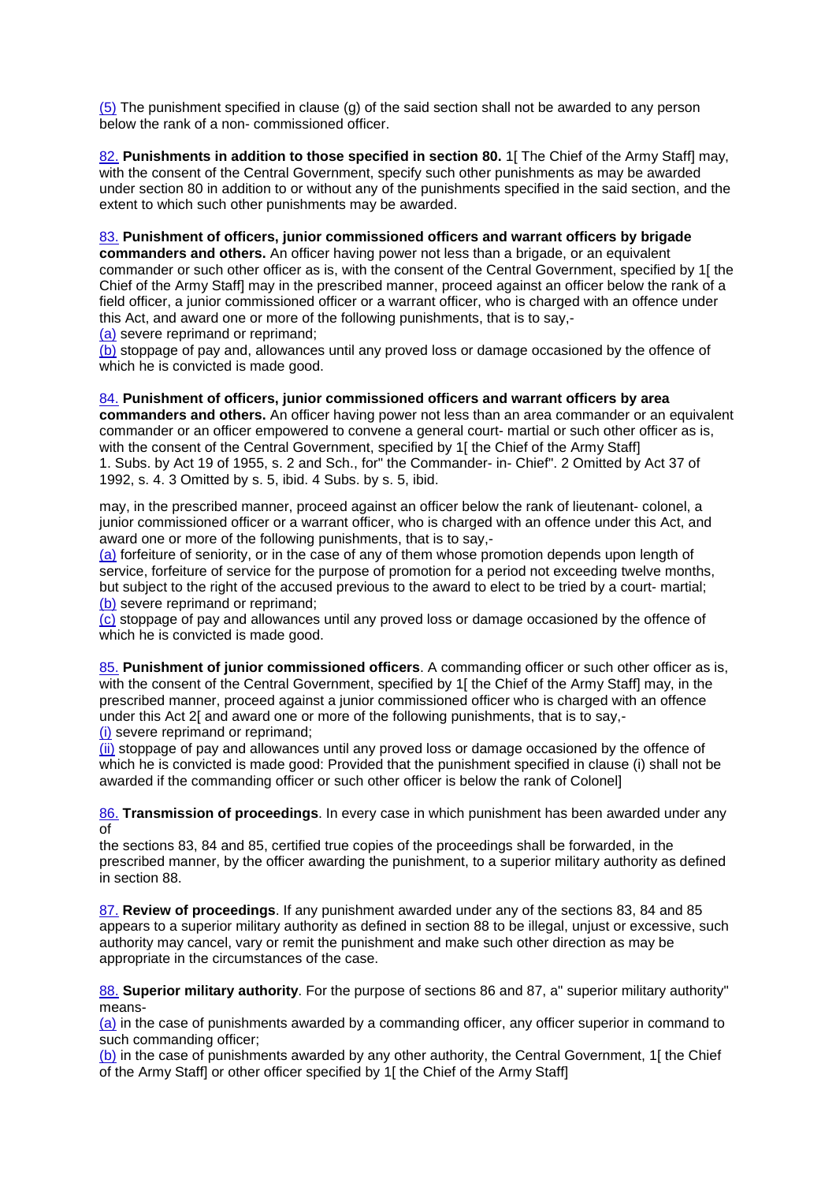(5) The punishment specified in clause (g) of the said section shall not be awarded to any person below the rank of a non- commissioned officer.

82. **Punishments in addition to those specified in section 80.** 1[ The Chief of the Army Staff] may, with the consent of the Central Government, specify such other punishments as may be awarded under section 80 in addition to or without any of the punishments specified in the said section, and the extent to which such other punishments may be awarded.

83. **Punishment of officers, junior commissioned officers and warrant officers by brigade commanders and others.** An officer having power not less than a brigade, or an equivalent commander or such other officer as is, with the consent of the Central Government, specified by 1[ the Chief of the Army Staff] may in the prescribed manner, proceed against an officer below the rank of a field officer, a junior commissioned officer or a warrant officer, who is charged with an offence under this Act, and award one or more of the following punishments, that is to say,-
(a) severe reprimand or reprimand;
(b) stoppage of pay and, allowances until any proved loss or damage occasioned by the offence of which he is convicted is made good.

84. **Punishment of officers, junior commissioned officers and warrant officers by area commanders and others.** An officer having power not less than an area commander or an equivalent commander or an officer empowered to convene a general court- martial or such other officer as is, with the consent of the Central Government, specified by 1[ the Chief of the Army Staff]
1. Subs. by Act 19 of 1955, s. 2 and Sch., for" the Commander- in- Chief". 2 Omitted by Act 37 of 1992, s. 4. 3 Omitted by s. 5, ibid. 4 Subs. by s. 5, ibid.

may, in the prescribed manner, proceed against an officer below the rank of lieutenant- colonel, a junior commissioned officer or a warrant officer, who is charged with an offence under this Act, and award one or more of the following punishments, that is to say,-
(a) forfeiture of seniority, or in the case of any of them whose promotion depends upon length of service, forfeiture of service for the purpose of promotion for a period not exceeding twelve months, but subject to the right of the accused previous to the award to elect to be tried by a court- martial;
(b) severe reprimand or reprimand;
(c) stoppage of pay and allowances until any proved loss or damage occasioned by the offence of which he is convicted is made good.

85. **Punishment of junior commissioned officers**. A commanding officer or such other officer as is, with the consent of the Central Government, specified by 1[ the Chief of the Army Staff] may, in the prescribed manner, proceed against a junior commissioned officer who is charged with an offence under this Act 2[ and award one or more of the following punishments, that is to say,-
(i) severe reprimand or reprimand;
(ii) stoppage of pay and allowances until any proved loss or damage occasioned by the offence of which he is convicted is made good: Provided that the punishment specified in clause (i) shall not be awarded if the commanding officer or such other officer is below the rank of Colonel]

86. **Transmission of proceedings**. In every case in which punishment has been awarded under any of
the sections 83, 84 and 85, certified true copies of the proceedings shall be forwarded, in the prescribed manner, by the officer awarding the punishment, to a superior military authority as defined in section 88.

87. **Review of proceedings**. If any punishment awarded under any of the sections 83, 84 and 85 appears to a superior military authority as defined in section 88 to be illegal, unjust or excessive, such authority may cancel, vary or remit the punishment and make such other direction as may be appropriate in the circumstances of the case.

88. **Superior military authority**. For the purpose of sections 86 and 87, a" superior military authority" means-
(a) in the case of punishments awarded by a commanding officer, any officer superior in command to such commanding officer;
(b) in the case of punishments awarded by any other authority, the Central Government, 1[ the Chief of the Army Staff] or other officer specified by 1[ the Chief of the Army Staff]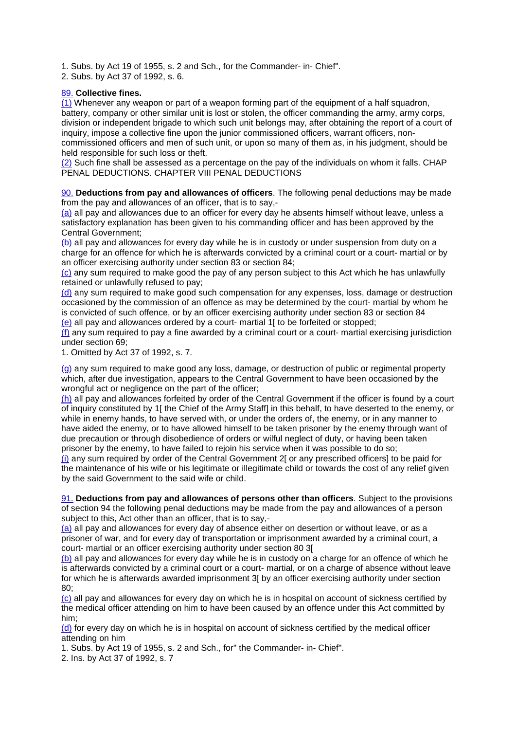1. Subs. by Act 19 of 1955, s. 2 and Sch., for the Commander- in- Chief".

2. Subs. by Act 37 of 1992, s. 6.

89. **Collective fines.**

(1) Whenever any weapon or part of a weapon forming part of the equipment of a half squadron, battery, company or other similar unit is lost or stolen, the officer commanding the army, army corps, division or independent brigade to which such unit belongs may, after obtaining the report of a court of inquiry, impose a collective fine upon the junior commissioned officers, warrant officers, non-commissioned officers and men of such unit, or upon so many of them as, in his judgment, should be held responsible for such loss or theft.

(2) Such fine shall be assessed as a percentage on the pay of the individuals on whom it falls. CHAP PENAL DEDUCTIONS. CHAPTER VIII PENAL DEDUCTIONS

90. **Deductions from pay and allowances of officers**. The following penal deductions may be made from the pay and allowances of an officer, that is to say,-

(a) all pay and allowances due to an officer for every day he absents himself without leave, unless a satisfactory explanation has been given to his commanding officer and has been approved by the Central Government;

(b) all pay and allowances for every day while he is in custody or under suspension from duty on a charge for an offence for which he is afterwards convicted by a criminal court or a court- martial or by an officer exercising authority under section 83 or section 84;

(c) any sum required to make good the pay of any person subject to this Act which he has unlawfully retained or unlawfully refused to pay;

(d) any sum required to make good such compensation for any expenses, loss, damage or destruction occasioned by the commission of an offence as may be determined by the court- martial by whom he is convicted of such offence, or by an officer exercising authority under section 83 or section 84

(e) all pay and allowances ordered by a court- martial 1[ to be forfeited or stopped;

(f) any sum required to pay a fine awarded by a criminal court or a court- martial exercising jurisdiction under section 69;

1. Omitted by Act 37 of 1992, s. 7.

(g) any sum required to make good any loss, damage, or destruction of public or regimental property which, after due investigation, appears to the Central Government to have been occasioned by the wrongful act or negligence on the part of the officer;

(h) all pay and allowances forfeited by order of the Central Government if the officer is found by a court of inquiry constituted by 1[ the Chief of the Army Staff] in this behalf, to have deserted to the enemy, or while in enemy hands, to have served with, or under the orders of, the enemy, or in any manner to have aided the enemy, or to have allowed himself to be taken prisoner by the enemy through want of due precaution or through disobedience of orders or wilful neglect of duty, or having been taken prisoner by the enemy, to have failed to rejoin his service when it was possible to do so;

(i) any sum required by order of the Central Government 2[ or any prescribed officers] to be paid for the maintenance of his wife or his legitimate or illegitimate child or towards the cost of any relief given by the said Government to the said wife or child.

91. **Deductions from pay and allowances of persons other than officers**. Subject to the provisions of section 94 the following penal deductions may be made from the pay and allowances of a person subject to this, Act other than an officer, that is to say,-

(a) all pay and allowances for every day of absence either on desertion or without leave, or as a prisoner of war, and for every day of transportation or imprisonment awarded by a criminal court, a court- martial or an officer exercising authority under section 80 3[

(b) all pay and allowances for every day while he is in custody on a charge for an offence of which he is afterwards convicted by a criminal court or a court- martial, or on a charge of absence without leave for which he is afterwards awarded imprisonment 3[ by an officer exercising authority under section 80;

(c) all pay and allowances for every day on which he is in hospital on account of sickness certified by the medical officer attending on him to have been caused by an offence under this Act committed by him;

(d) for every day on which he is in hospital on account of sickness certified by the medical officer attending on him

1. Subs. by Act 19 of 1955, s. 2 and Sch., for" the Commander- in- Chief".

2. Ins. by Act 37 of 1992, s. 7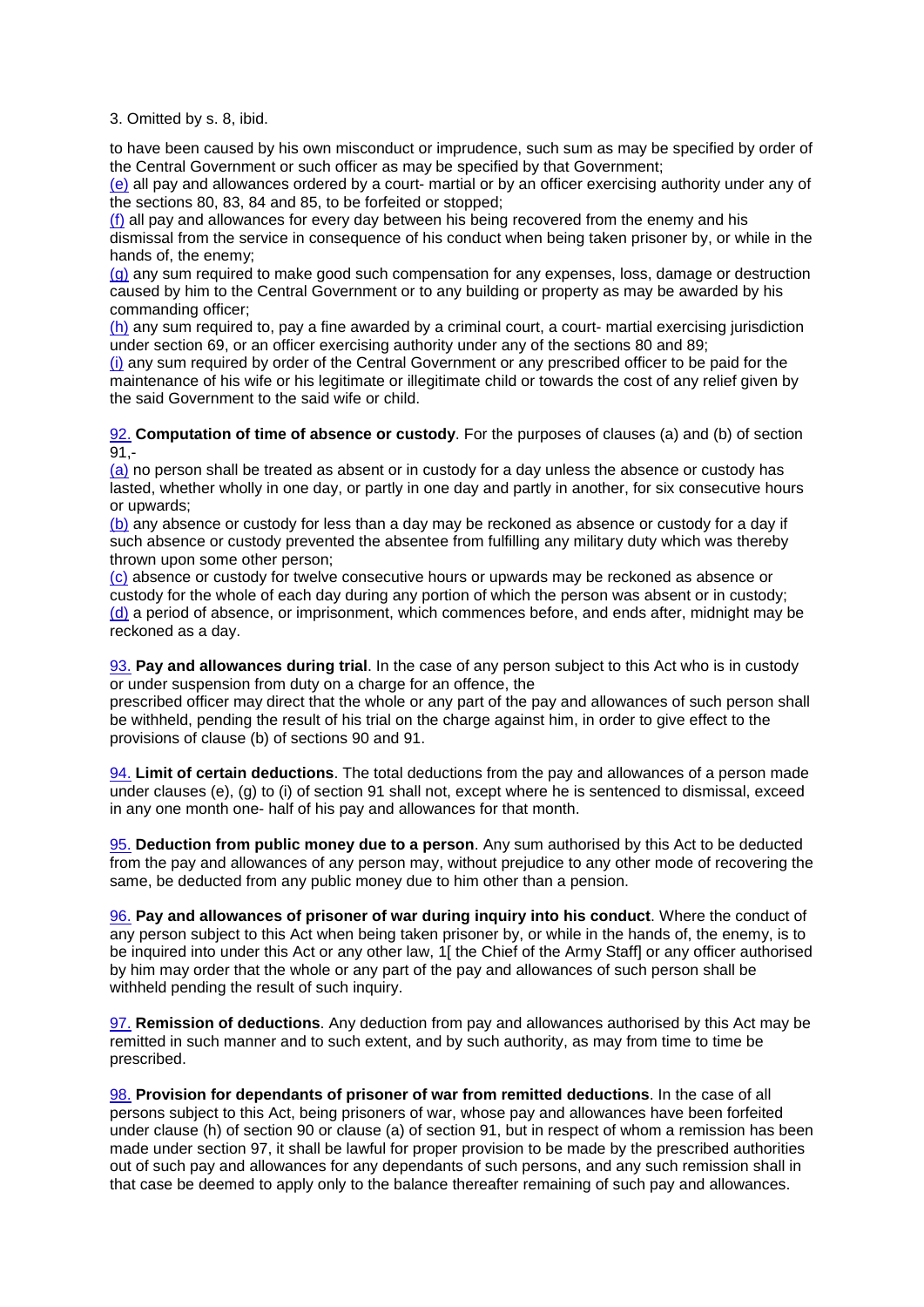3. Omitted by s. 8, ibid.

to have been caused by his own misconduct or imprudence, such sum as may be specified by order of the Central Government or such officer as may be specified by that Government;

(e) all pay and allowances ordered by a court- martial or by an officer exercising authority under any of the sections 80, 83, 84 and 85, to be forfeited or stopped;

(f) all pay and allowances for every day between his being recovered from the enemy and his dismissal from the service in consequence of his conduct when being taken prisoner by, or while in the hands of, the enemy;

(g) any sum required to make good such compensation for any expenses, loss, damage or destruction caused by him to the Central Government or to any building or property as may be awarded by his commanding officer;

(h) any sum required to, pay a fine awarded by a criminal court, a court- martial exercising jurisdiction under section 69, or an officer exercising authority under any of the sections 80 and 89;

(i) any sum required by order of the Central Government or any prescribed officer to be paid for the maintenance of his wife or his legitimate or illegitimate child or towards the cost of any relief given by the said Government to the said wife or child.

92. **Computation of time of absence or custody**. For the purposes of clauses (a) and (b) of section 91,-

(a) no person shall be treated as absent or in custody for a day unless the absence or custody has lasted, whether wholly in one day, or partly in one day and partly in another, for six consecutive hours or upwards;

(b) any absence or custody for less than a day may be reckoned as absence or custody for a day if such absence or custody prevented the absentee from fulfilling any military duty which was thereby thrown upon some other person;

(c) absence or custody for twelve consecutive hours or upwards may be reckoned as absence or custody for the whole of each day during any portion of which the person was absent or in custody;

(d) a period of absence, or imprisonment, which commences before, and ends after, midnight may be reckoned as a day.

93. **Pay and allowances during trial**. In the case of any person subject to this Act who is in custody or under suspension from duty on a charge for an offence, the prescribed officer may direct that the whole or any part of the pay and allowances of such person shall be withheld, pending the result of his trial on the charge against him, in order to give effect to the provisions of clause (b) of sections 90 and 91.

94. **Limit of certain deductions**. The total deductions from the pay and allowances of a person made under clauses (e), (g) to (i) of section 91 shall not, except where he is sentenced to dismissal, exceed in any one month one- half of his pay and allowances for that month.

95. **Deduction from public money due to a person**. Any sum authorised by this Act to be deducted from the pay and allowances of any person may, without prejudice to any other mode of recovering the same, be deducted from any public money due to him other than a pension.

96. **Pay and allowances of prisoner of war during inquiry into his conduct**. Where the conduct of any person subject to this Act when being taken prisoner by, or while in the hands of, the enemy, is to be inquired into under this Act or any other law, 1[ the Chief of the Army Staff] or any officer authorised by him may order that the whole or any part of the pay and allowances of such person shall be withheld pending the result of such inquiry.

97. **Remission of deductions**. Any deduction from pay and allowances authorised by this Act may be remitted in such manner and to such extent, and by such authority, as may from time to time be prescribed.

98. **Provision for dependants of prisoner of war from remitted deductions**. In the case of all persons subject to this Act, being prisoners of war, whose pay and allowances have been forfeited under clause (h) of section 90 or clause (a) of section 91, but in respect of whom a remission has been made under section 97, it shall be lawful for proper provision to be made by the prescribed authorities out of such pay and allowances for any dependants of such persons, and any such remission shall in that case be deemed to apply only to the balance thereafter remaining of such pay and allowances.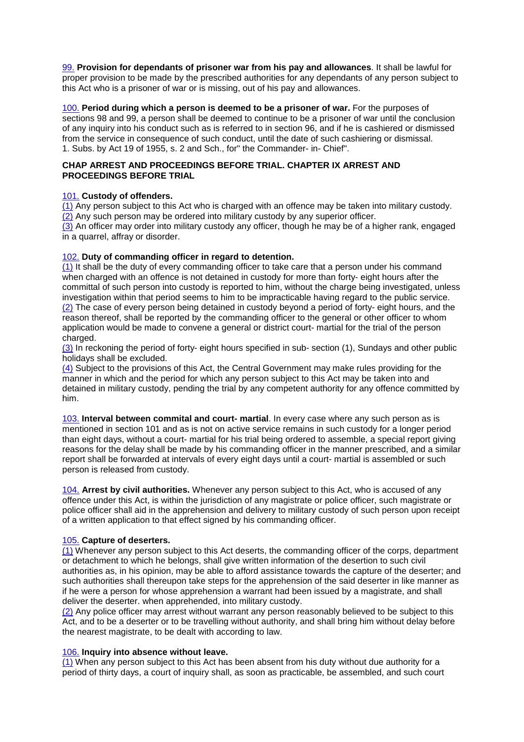99. **Provision for dependants of prisoner war from his pay and allowances**. It shall be lawful for proper provision to be made by the prescribed authorities for any dependants of any person subject to this Act who is a prisoner of war or is missing, out of his pay and allowances.

100. **Period during which a person is deemed to be a prisoner of war.** For the purposes of sections 98 and 99, a person shall be deemed to continue to be a prisoner of war until the conclusion of any inquiry into his conduct such as is referred to in section 96, and if he is cashiered or dismissed from the service in consequence of such conduct, until the date of such cashiering or dismissal.
1. Subs. by Act 19 of 1955, s. 2 and Sch., for" the Commander- in- Chief".

**CHAP ARREST AND PROCEEDINGS BEFORE TRIAL. CHAPTER IX ARREST AND PROCEEDINGS BEFORE TRIAL**

101. **Custody of offenders.**
(1) Any person subject to this Act who is charged with an offence may be taken into military custody.
(2) Any such person may be ordered into military custody by any superior officer.
(3) An officer may order into military custody any officer, though he may be of a higher rank, engaged in a quarrel, affray or disorder.

102. **Duty of commanding officer in regard to detention.**
(1) It shall be the duty of every commanding officer to take care that a person under his command when charged with an offence is not detained in custody for more than forty- eight hours after the committal of such person into custody is reported to him, without the charge being investigated, unless investigation within that period seems to him to be impracticable having regard to the public service.
(2) The case of every person being detained in custody beyond a period of forty- eight hours, and the reason thereof, shall be reported by the commanding officer to the general or other officer to whom application would be made to convene a general or district court- martial for the trial of the person charged.
(3) In reckoning the period of forty- eight hours specified in sub- section (1), Sundays and other public holidays shall be excluded.
(4) Subject to the provisions of this Act, the Central Government may make rules providing for the manner in which and the period for which any person subject to this Act may be taken into and detained in military custody, pending the trial by any competent authority for any offence committed by him.

103. **Interval between commital and court- martial**. In every case where any such person as is mentioned in section 101 and as is not on active service remains in such custody for a longer period than eight days, without a court- martial for his trial being ordered to assemble, a special report giving reasons for the delay shall be made by his commanding officer in the manner prescribed, and a similar report shall be forwarded at intervals of every eight days until a court- martial is assembled or such person is released from custody.

104. **Arrest by civil authorities.** Whenever any person subject to this Act, who is accused of any offence under this Act, is within the jurisdiction of any magistrate or police officer, such magistrate or police officer shall aid in the apprehension and delivery to military custody of such person upon receipt of a written application to that effect signed by his commanding officer.

105. **Capture of deserters.**
(1) Whenever any person subject to this Act deserts, the commanding officer of the corps, department or detachment to which he belongs, shall give written information of the desertion to such civil authorities as, in his opinion, may be able to afford assistance towards the capture of the deserter; and such authorities shall thereupon take steps for the apprehension of the said deserter in like manner as if he were a person for whose apprehension a warrant had been issued by a magistrate, and shall deliver the deserter. when apprehended, into military custody.
(2) Any police officer may arrest without warrant any person reasonably believed to be subject to this Act, and to be a deserter or to be travelling without authority, and shall bring him without delay before the nearest magistrate, to be dealt with according to law.

106. **Inquiry into absence without leave.**
(1) When any person subject to this Act has been absent from his duty without due authority for a period of thirty days, a court of inquiry shall, as soon as practicable, be assembled, and such court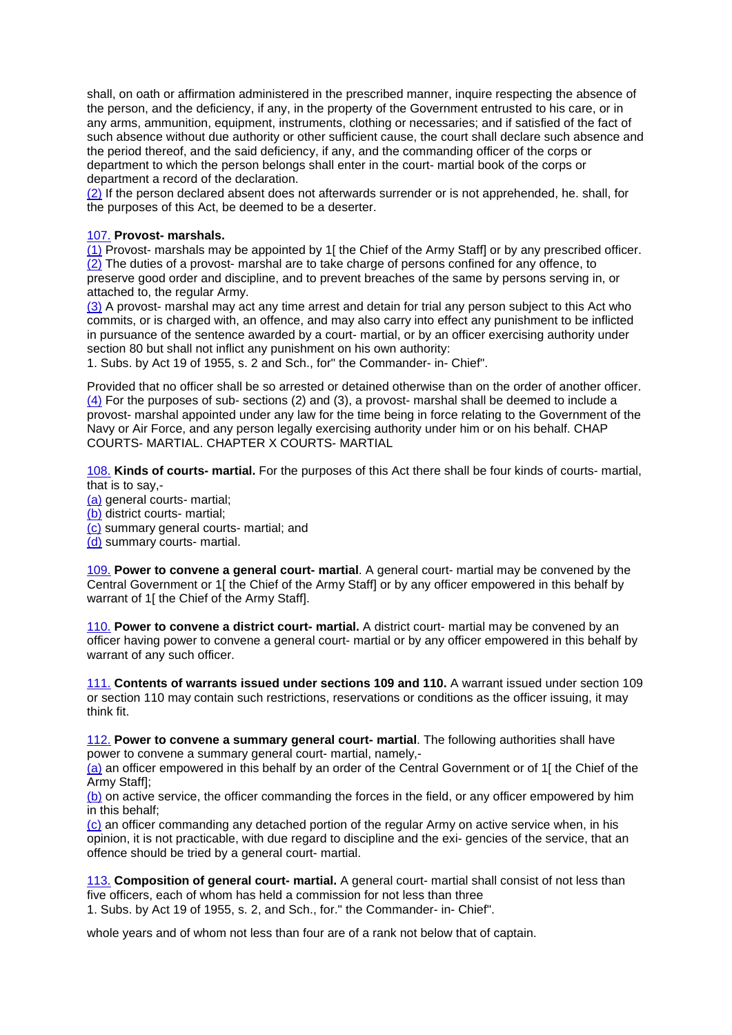shall, on oath or affirmation administered in the prescribed manner, inquire respecting the absence of the person, and the deficiency, if any, in the property of the Government entrusted to his care, or in any arms, ammunition, equipment, instruments, clothing or necessaries; and if satisfied of the fact of such absence without due authority or other sufficient cause, the court shall declare such absence and the period thereof, and the said deficiency, if any, and the commanding officer of the corps or department to which the person belongs shall enter in the court- martial book of the corps or department a record of the declaration.
(2) If the person declared absent does not afterwards surrender or is not apprehended, he. shall, for the purposes of this Act, be deemed to be a deserter.

107. **Provost- marshals.**
(1) Provost- marshals may be appointed by 1[ the Chief of the Army Staff] or by any prescribed officer.
(2) The duties of a provost- marshal are to take charge of persons confined for any offence, to preserve good order and discipline, and to prevent breaches of the same by persons serving in, or attached to, the regular Army.
(3) A provost- marshal may act any time arrest and detain for trial any person subject to this Act who commits, or is charged with, an offence, and may also carry into effect any punishment to be inflicted in pursuance of the sentence awarded by a court- martial, or by an officer exercising authority under section 80 but shall not inflict any punishment on his own authority:
1. Subs. by Act 19 of 1955, s. 2 and Sch., for" the Commander- in- Chief".

Provided that no officer shall be so arrested or detained otherwise than on the order of another officer.
(4) For the purposes of sub- sections (2) and (3), a provost- marshal shall be deemed to include a provost- marshal appointed under any law for the time being in force relating to the Government of the Navy or Air Force, and any person legally exercising authority under him or on his behalf. CHAP COURTS- MARTIAL. CHAPTER X COURTS- MARTIAL

108. **Kinds of courts- martial.** For the purposes of this Act there shall be four kinds of courts- martial, that is to say,-
(a) general courts- martial;
(b) district courts- martial;
(c) summary general courts- martial; and
(d) summary courts- martial.

109. **Power to convene a general court- martial**. A general court- martial may be convened by the Central Government or 1[ the Chief of the Army Staff] or by any officer empowered in this behalf by warrant of 1[ the Chief of the Army Staff].

110. **Power to convene a district court- martial.** A district court- martial may be convened by an officer having power to convene a general court- martial or by any officer empowered in this behalf by warrant of any such officer.

111. **Contents of warrants issued under sections 109 and 110.** A warrant issued under section 109 or section 110 may contain such restrictions, reservations or conditions as the officer issuing, it may think fit.

112. **Power to convene a summary general court- martial**. The following authorities shall have power to convene a summary general court- martial, namely,-
(a) an officer empowered in this behalf by an order of the Central Government or of 1[ the Chief of the Army Staff];
(b) on active service, the officer commanding the forces in the field, or any officer empowered by him in this behalf;
(c) an officer commanding any detached portion of the regular Army on active service when, in his opinion, it is not practicable, with due regard to discipline and the exi- gencies of the service, that an offence should be tried by a general court- martial.

113. **Composition of general court- martial.** A general court- martial shall consist of not less than five officers, each of whom has held a commission for not less than three
1. Subs. by Act 19 of 1955, s. 2, and Sch., for." the Commander- in- Chief".

whole years and of whom not less than four are of a rank not below that of captain.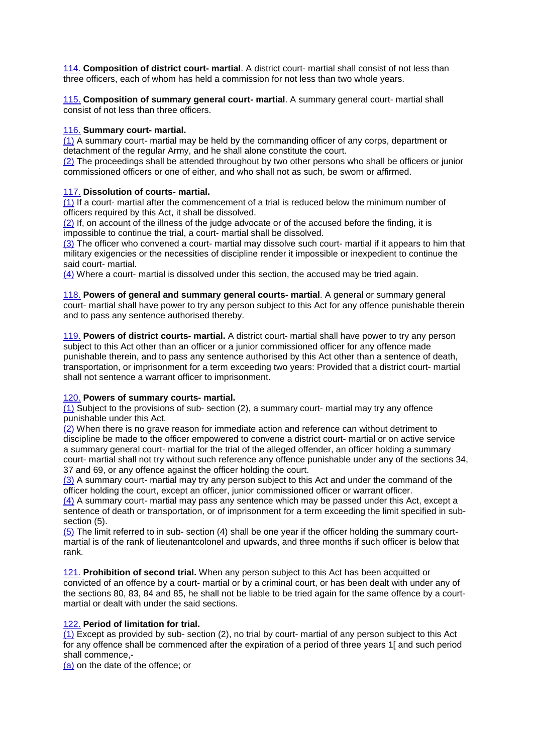114. **Composition of district court- martial**. A district court- martial shall consist of not less than three officers, each of whom has held a commission for not less than two whole years.

115. **Composition of summary general court- martial**. A summary general court- martial shall consist of not less than three officers.

116. **Summary court- martial.**
(1) A summary court- martial may be held by the commanding officer of any corps, department or detachment of the regular Army, and he shall alone constitute the court.
(2) The proceedings shall be attended throughout by two other persons who shall be officers or junior commissioned officers or one of either, and who shall not as such, be sworn or affirmed.

117. **Dissolution of courts- martial.**
(1) If a court- martial after the commencement of a trial is reduced below the minimum number of officers required by this Act, it shall be dissolved.
(2) If, on account of the illness of the judge advocate or of the accused before the finding, it is impossible to continue the trial, a court- martial shall be dissolved.
(3) The officer who convened a court- martial may dissolve such court- martial if it appears to him that military exigencies or the necessities of discipline render it impossible or inexpedient to continue the said court- martial.
(4) Where a court- martial is dissolved under this section, the accused may be tried again.

118. **Powers of general and summary general courts- martial**. A general or summary general court- martial shall have power to try any person subject to this Act for any offence punishable therein and to pass any sentence authorised thereby.

119. **Powers of district courts- martial.** A district court- martial shall have power to try any person subject to this Act other than an officer or a junior commissioned officer for any offence made punishable therein, and to pass any sentence authorised by this Act other than a sentence of death, transportation, or imprisonment for a term exceeding two years: Provided that a district court- martial shall not sentence a warrant officer to imprisonment.

120. **Powers of summary courts- martial.**
(1) Subject to the provisions of sub- section (2), a summary court- martial may try any offence punishable under this Act.
(2) When there is no grave reason for immediate action and reference can without detriment to discipline be made to the officer empowered to convene a district court- martial or on active service a summary general court- martial for the trial of the alleged offender, an officer holding a summary court- martial shall not try without such reference any offence punishable under any of the sections 34, 37 and 69, or any offence against the officer holding the court.
(3) A summary court- martial may try any person subject to this Act and under the command of the officer holding the court, except an officer, junior commissioned officer or warrant officer.
(4) A summary court- martial may pass any sentence which may be passed under this Act, except a sentence of death or transportation, or of imprisonment for a term exceeding the limit specified in sub- section (5).
(5) The limit referred to in sub- section (4) shall be one year if the officer holding the summary court- martial is of the rank of lieutenantcolonel and upwards, and three months if such officer is below that rank.

121. **Prohibition of second trial.** When any person subject to this Act has been acquitted or convicted of an offence by a court- martial or by a criminal court, or has been dealt with under any of the sections 80, 83, 84 and 85, he shall not be liable to be tried again for the same offence by a court- martial or dealt with under the said sections.

122. **Period of limitation for trial.**
(1) Except as provided by sub- section (2), no trial by court- martial of any person subject to this Act for any offence shall be commenced after the expiration of a period of three years 1[ and such period shall commence,-
(a) on the date of the offence; or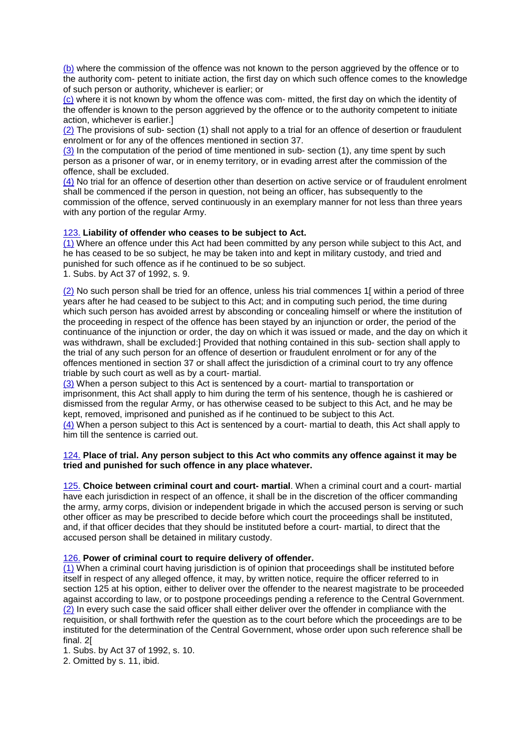(b) where the commission of the offence was not known to the person aggrieved by the offence or to the authority com- petent to initiate action, the first day on which such offence comes to the knowledge of such person or authority, whichever is earlier; or

(c) where it is not known by whom the offence was com- mitted, the first day on which the identity of the offender is known to the person aggrieved by the offence or to the authority competent to initiate action, whichever is earlier.]

(2) The provisions of sub- section (1) shall not apply to a trial for an offence of desertion or fraudulent enrolment or for any of the offences mentioned in section 37.

(3) In the computation of the period of time mentioned in sub- section (1), any time spent by such person as a prisoner of war, or in enemy territory, or in evading arrest after the commission of the offence, shall be excluded.

(4) No trial for an offence of desertion other than desertion on active service or of fraudulent enrolment shall be commenced if the person in question, not being an officer, has subsequently to the commission of the offence, served continuously in an exemplary manner for not less than three years with any portion of the regular Army.

123. **Liability of offender who ceases to be subject to Act.**

(1) Where an offence under this Act had been committed by any person while subject to this Act, and he has ceased to be so subject, he may be taken into and kept in military custody, and tried and punished for such offence as if he continued to be so subject.

1. Subs. by Act 37 of 1992, s. 9.

(2) No such person shall be tried for an offence, unless his trial commences 1[ within a period of three years after he had ceased to be subject to this Act; and in computing such period, the time during which such person has avoided arrest by absconding or concealing himself or where the institution of the proceeding in respect of the offence has been stayed by an injunction or order, the period of the continuance of the injunction or order, the day on which it was issued or made, and the day on which it was withdrawn, shall be excluded:] Provided that nothing contained in this sub- section shall apply to the trial of any such person for an offence of desertion or fraudulent enrolment or for any of the offences mentioned in section 37 or shall affect the jurisdiction of a criminal court to try any offence triable by such court as well as by a court- martial.

(3) When a person subject to this Act is sentenced by a court- martial to transportation or imprisonment, this Act shall apply to him during the term of his sentence, though he is cashiered or dismissed from the regular Army, or has otherwise ceased to be subject to this Act, and he may be kept, removed, imprisoned and punished as if he continued to be subject to this Act.

(4) When a person subject to this Act is sentenced by a court- martial to death, this Act shall apply to him till the sentence is carried out.

124. **Place of trial. Any person subject to this Act who commits any offence against it may be tried and punished for such offence in any place whatever.**

125. **Choice between criminal court and court- martial**. When a criminal court and a court- martial have each jurisdiction in respect of an offence, it shall be in the discretion of the officer commanding the army, army corps, division or independent brigade in which the accused person is serving or such other officer as may be prescribed to decide before which court the proceedings shall be instituted, and, if that officer decides that they should be instituted before a court- martial, to direct that the accused person shall be detained in military custody.

126. **Power of criminal court to require delivery of offender.**

(1) When a criminal court having jurisdiction is of opinion that proceedings shall be instituted before itself in respect of any alleged offence, it may, by written notice, require the officer referred to in section 125 at his option, either to deliver over the offender to the nearest magistrate to be proceeded against according to law, or to postpone proceedings pending a reference to the Central Government.

(2) In every such case the said officer shall either deliver over the offender in compliance with the requisition, or shall forthwith refer the question as to the court before which the proceedings are to be instituted for the determination of the Central Government, whose order upon such reference shall be final. 2[

1. Subs. by Act 37 of 1992, s. 10.
2. Omitted by s. 11, ibid.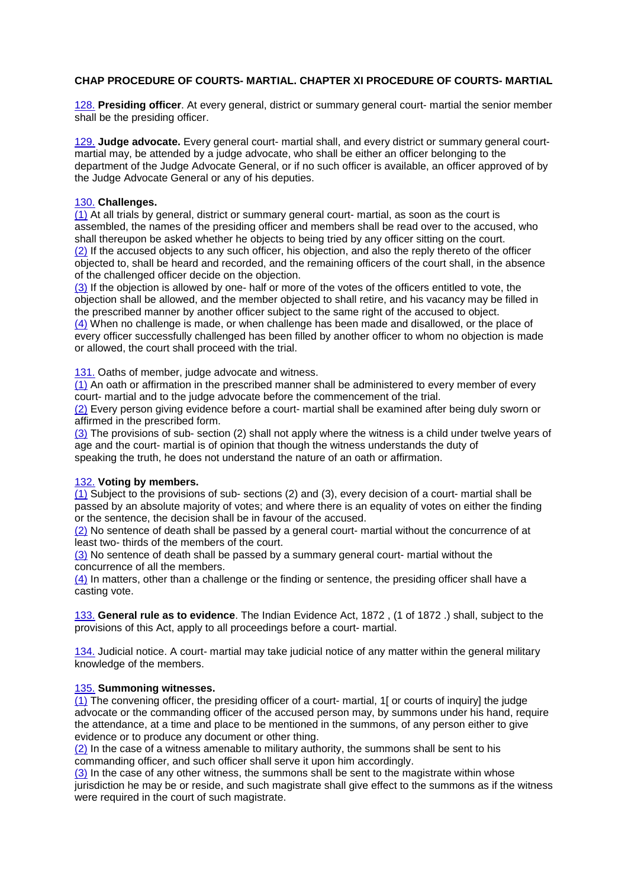**CHAP PROCEDURE OF COURTS- MARTIAL. CHAPTER XI PROCEDURE OF COURTS- MARTIAL**

128. **Presiding officer**. At every general, district or summary general court- martial the senior member shall be the presiding officer.

129. **Judge advocate.** Every general court- martial shall, and every district or summary general court-martial may, be attended by a judge advocate, who shall be either an officer belonging to the department of the Judge Advocate General, or if no such officer is available, an officer approved of by the Judge Advocate General or any of his deputies.

130. **Challenges.**
(1) At all trials by general, district or summary general court- martial, as soon as the court is assembled, the names of the presiding officer and members shall be read over to the accused, who shall thereupon be asked whether he objects to being tried by any officer sitting on the court.
(2) If the accused objects to any such officer, his objection, and also the reply thereto of the officer objected to, shall be heard and recorded, and the remaining officers of the court shall, in the absence of the challenged officer decide on the objection.
(3) If the objection is allowed by one- half or more of the votes of the officers entitled to vote, the objection shall be allowed, and the member objected to shall retire, and his vacancy may be filled in the prescribed manner by another officer subject to the same right of the accused to object.
(4) When no challenge is made, or when challenge has been made and disallowed, or the place of every officer successfully challenged has been filled by another officer to whom no objection is made or allowed, the court shall proceed with the trial.

131. Oaths of member, judge advocate and witness.
(1) An oath or affirmation in the prescribed manner shall be administered to every member of every court- martial and to the judge advocate before the commencement of the trial.
(2) Every person giving evidence before a court- martial shall be examined after being duly sworn or affirmed in the prescribed form.
(3) The provisions of sub- section (2) shall not apply where the witness is a child under twelve years of age and the court- martial is of opinion that though the witness understands the duty of speaking the truth, he does not understand the nature of an oath or affirmation.

132. **Voting by members.**
(1) Subject to the provisions of sub- sections (2) and (3), every decision of a court- martial shall be passed by an absolute majority of votes; and where there is an equality of votes on either the finding or the sentence, the decision shall be in favour of the accused.
(2) No sentence of death shall be passed by a general court- martial without the concurrence of at least two- thirds of the members of the court.
(3) No sentence of death shall be passed by a summary general court- martial without the concurrence of all the members.
(4) In matters, other than a challenge or the finding or sentence, the presiding officer shall have a casting vote.

133. **General rule as to evidence**. The Indian Evidence Act, 1872 , (1 of 1872 .) shall, subject to the provisions of this Act, apply to all proceedings before a court- martial.

134. Judicial notice. A court- martial may take judicial notice of any matter within the general military knowledge of the members.

135. **Summoning witnesses.**
(1) The convening officer, the presiding officer of a court- martial, 1[ or courts of inquiry] the judge advocate or the commanding officer of the accused person may, by summons under his hand, require the attendance, at a time and place to be mentioned in the summons, of any person either to give evidence or to produce any document or other thing.
(2) In the case of a witness amenable to military authority, the summons shall be sent to his commanding officer, and such officer shall serve it upon him accordingly.
(3) In the case of any other witness, the summons shall be sent to the magistrate within whose jurisdiction he may be or reside, and such magistrate shall give effect to the summons as if the witness were required in the court of such magistrate.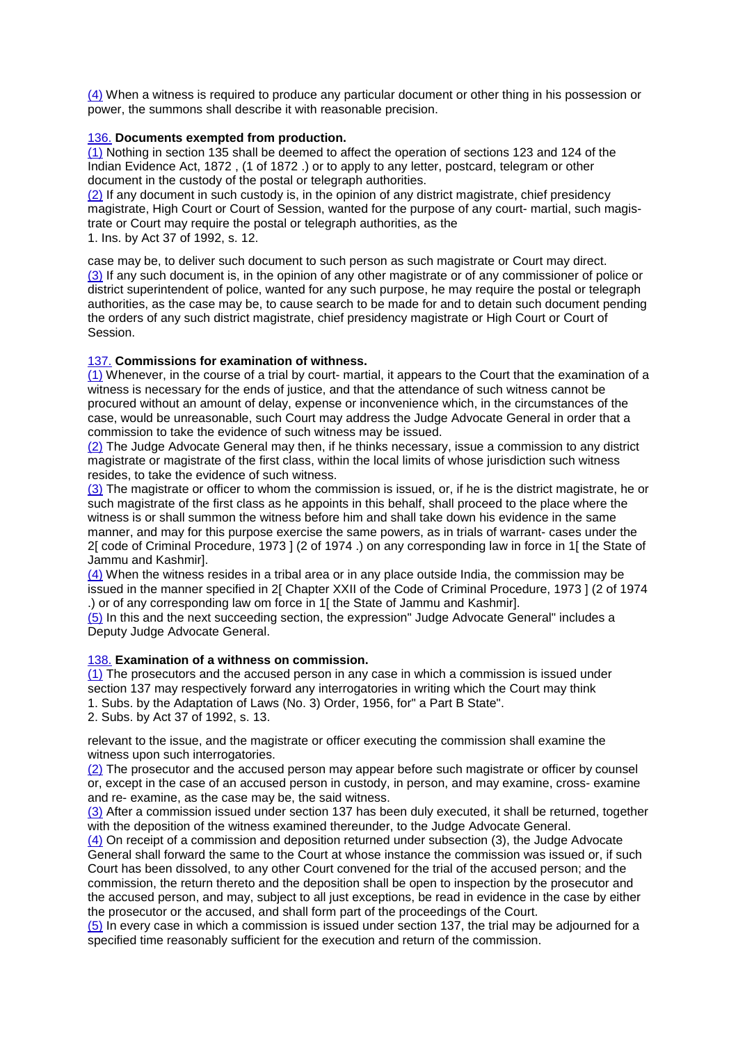(4) When a witness is required to produce any particular document or other thing in his possession or power, the summons shall describe it with reasonable precision.

136. **Documents exempted from production.**

(1) Nothing in section 135 shall be deemed to affect the operation of sections 123 and 124 of the Indian Evidence Act, 1872 , (1 of 1872 .) or to apply to any letter, postcard, telegram or other document in the custody of the postal or telegraph authorities.

(2) If any document in such custody is, in the opinion of any district magistrate, chief presidency magistrate, High Court or Court of Session, wanted for the purpose of any court- martial, such magistrate or Court may require the postal or telegraph authorities, as the case may be, to deliver such document to such person as such magistrate or Court may direct.

(3) If any such document is, in the opinion of any other magistrate or of any commissioner of police or district superintendent of police, wanted for any such purpose, he may require the postal or telegraph authorities, as the case may be, to cause search to be made for and to detain such document pending the orders of any such district magistrate, chief presidency magistrate or High Court or Court of Session.

1. Ins. by Act 37 of 1992, s. 12.

137. **Commissions for examination of withness.**

(1) Whenever, in the course of a trial by court- martial, it appears to the Court that the examination of a witness is necessary for the ends of justice, and that the attendance of such witness cannot be procured without an amount of delay, expense or inconvenience which, in the circumstances of the case, would be unreasonable, such Court may address the Judge Advocate General in order that a commission to take the evidence of such witness may be issued.

(2) The Judge Advocate General may then, if he thinks necessary, issue a commission to any district magistrate or magistrate of the first class, within the local limits of whose jurisdiction such witness resides, to take the evidence of such witness.

(3) The magistrate or officer to whom the commission is issued, or, if he is the district magistrate, he or such magistrate of the first class as he appoints in this behalf, shall proceed to the place where the witness is or shall summon the witness before him and shall take down his evidence in the same manner, and may for this purpose exercise the same powers, as in trials of warrant- cases under the 2[ code of Criminal Procedure, 1973 ] (2 of 1974 .) on any corresponding law in force in 1[ the State of Jammu and Kashmir].

(4) When the witness resides in a tribal area or in any place outside India, the commission may be issued in the manner specified in 2[ Chapter XXII of the Code of Criminal Procedure, 1973 ] (2 of 1974 .) or of any corresponding law om force in 1[ the State of Jammu and Kashmir].

(5) In this and the next succeeding section, the expression" Judge Advocate General" includes a Deputy Judge Advocate General.

138. **Examination of a withness on commission.**

(1) The prosecutors and the accused person in any case in which a commission is issued under section 137 may respectively forward any interrogatories in writing which the Court may think relevant to the issue, and the magistrate or officer executing the commission shall examine the witness upon such interrogatories.

(2) The prosecutor and the accused person may appear before such magistrate or officer by counsel or, except in the case of an accused person in custody, in person, and may examine, cross- examine and re- examine, as the case may be, the said witness.

(3) After a commission issued under section 137 has been duly executed, it shall be returned, together with the deposition of the witness examined thereunder, to the Judge Advocate General.

(4) On receipt of a commission and deposition returned under subsection (3), the Judge Advocate General shall forward the same to the Court at whose instance the commission was issued or, if such Court has been dissolved, to any other Court convened for the trial of the accused person; and the commission, the return thereto and the deposition shall be open to inspection by the prosecutor and the accused person, and may, subject to all just exceptions, be read in evidence in the case by either the prosecutor or the accused, and shall form part of the proceedings of the Court.

(5) In every case in which a commission is issued under section 137, the trial may be adjourned for a specified time reasonably sufficient for the execution and return of the commission.

1. Subs. by the Adaptation of Laws (No. 3) Order, 1956, for" a Part B State".
2. Subs. by Act 37 of 1992, s. 13.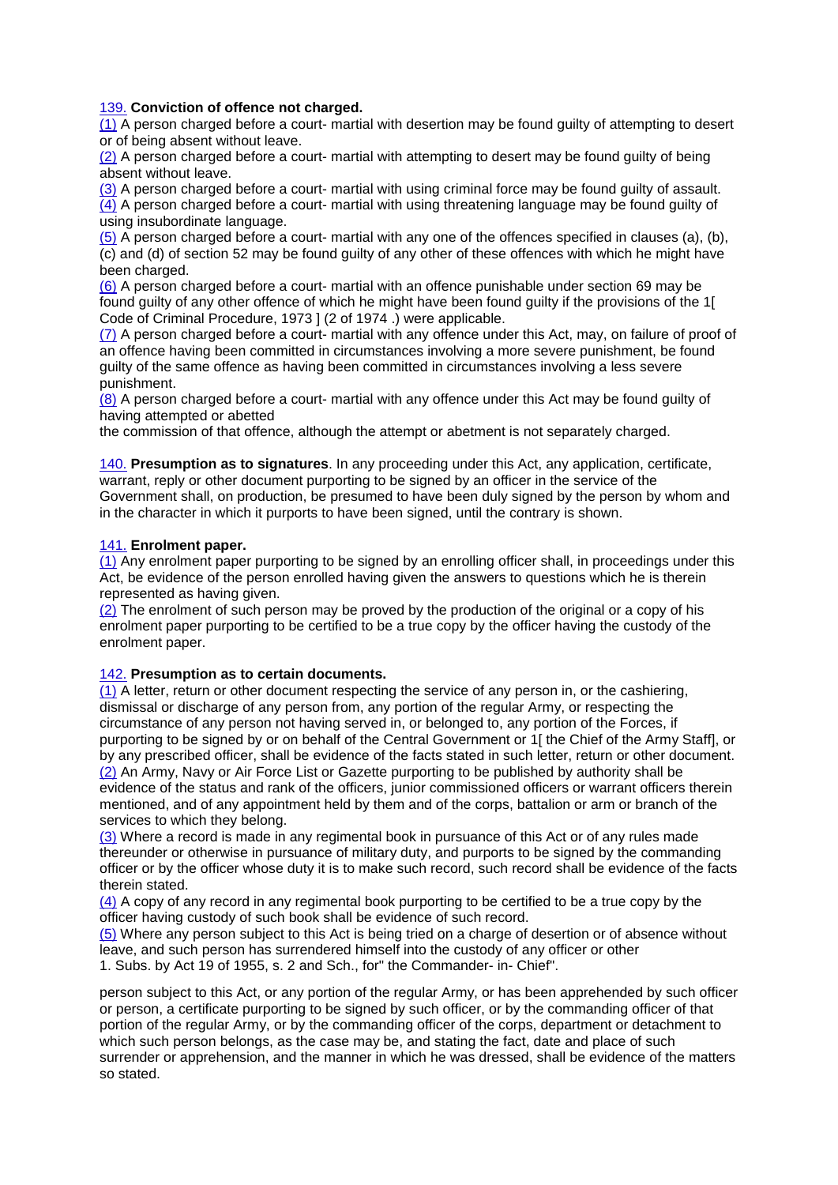139. **Conviction of offence not charged.**

(1) A person charged before a court- martial with desertion may be found guilty of attempting to desert or of being absent without leave.

(2) A person charged before a court- martial with attempting to desert may be found guilty of being absent without leave.

(3) A person charged before a court- martial with using criminal force may be found guilty of assault.

(4) A person charged before a court- martial with using threatening language may be found guilty of using insubordinate language.

(5) A person charged before a court- martial with any one of the offences specified in clauses (a), (b), (c) and (d) of section 52 may be found guilty of any other of these offences with which he might have been charged.

(6) A person charged before a court- martial with an offence punishable under section 69 may be found guilty of any other offence of which he might have been found guilty if the provisions of the 1[ Code of Criminal Procedure, 1973 ] (2 of 1974 .) were applicable.

(7) A person charged before a court- martial with any offence under this Act, may, on failure of proof of an offence having been committed in circumstances involving a more severe punishment, be found guilty of the same offence as having been committed in circumstances involving a less severe punishment.

(8) A person charged before a court- martial with any offence under this Act may be found guilty of having attempted or abetted

the commission of that offence, although the attempt or abetment is not separately charged.

140. **Presumption as to signatures**. In any proceeding under this Act, any application, certificate, warrant, reply or other document purporting to be signed by an officer in the service of the Government shall, on production, be presumed to have been duly signed by the person by whom and in the character in which it purports to have been signed, until the contrary is shown.

141. **Enrolment paper.**

(1) Any enrolment paper purporting to be signed by an enrolling officer shall, in proceedings under this Act, be evidence of the person enrolled having given the answers to questions which he is therein represented as having given.

(2) The enrolment of such person may be proved by the production of the original or a copy of his enrolment paper purporting to be certified to be a true copy by the officer having the custody of the enrolment paper.

142. **Presumption as to certain documents.**

(1) A letter, return or other document respecting the service of any person in, or the cashiering, dismissal or discharge of any person from, any portion of the regular Army, or respecting the circumstance of any person not having served in, or belonged to, any portion of the Forces, if purporting to be signed by or on behalf of the Central Government or 1[ the Chief of the Army Staff], or by any prescribed officer, shall be evidence of the facts stated in such letter, return or other document.

(2) An Army, Navy or Air Force List or Gazette purporting to be published by authority shall be evidence of the status and rank of the officers, junior commissioned officers or warrant officers therein mentioned, and of any appointment held by them and of the corps, battalion or arm or branch of the services to which they belong.

(3) Where a record is made in any regimental book in pursuance of this Act or of any rules made thereunder or otherwise in pursuance of military duty, and purports to be signed by the commanding officer or by the officer whose duty it is to make such record, such record shall be evidence of the facts therein stated.

(4) A copy of any record in any regimental book purporting to be certified to be a true copy by the officer having custody of such book shall be evidence of such record.

(5) Where any person subject to this Act is being tried on a charge of desertion or of absence without leave, and such person has surrendered himself into the custody of any officer or other

1. Subs. by Act 19 of 1955, s. 2 and Sch., for" the Commander- in- Chief".

person subject to this Act, or any portion of the regular Army, or has been apprehended by such officer or person, a certificate purporting to be signed by such officer, or by the commanding officer of that portion of the regular Army, or by the commanding officer of the corps, department or detachment to which such person belongs, as the case may be, and stating the fact, date and place of such surrender or apprehension, and the manner in which he was dressed, shall be evidence of the matters so stated.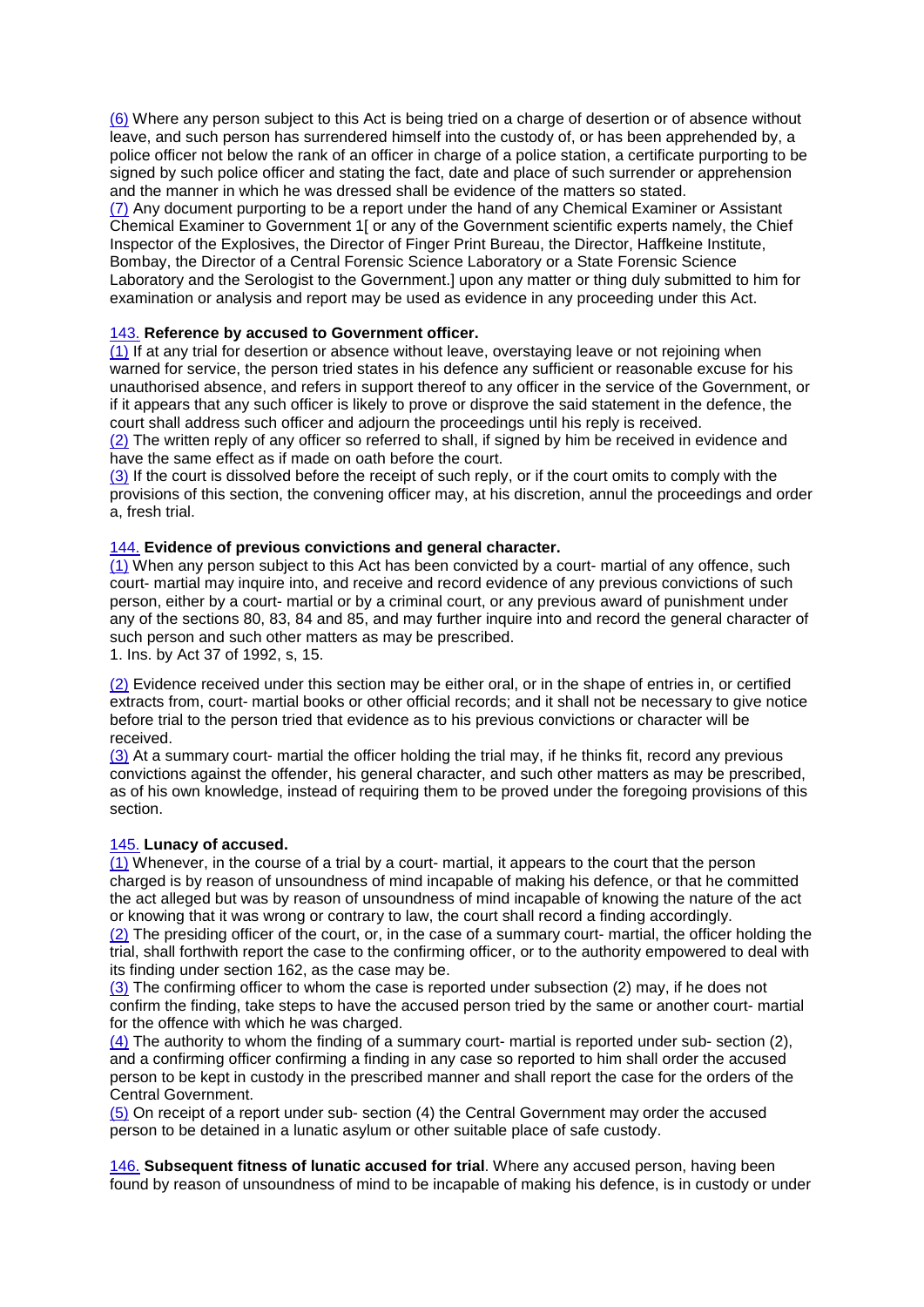(6) Where any person subject to this Act is being tried on a charge of desertion or of absence without leave, and such person has surrendered himself into the custody of, or has been apprehended by, a police officer not below the rank of an officer in charge of a police station, a certificate purporting to be signed by such police officer and stating the fact, date and place of such surrender or apprehension and the manner in which he was dressed shall be evidence of the matters so stated.

(7) Any document purporting to be a report under the hand of any Chemical Examiner or Assistant Chemical Examiner to Government 1[ or any of the Government scientific experts namely, the Chief Inspector of the Explosives, the Director of Finger Print Bureau, the Director, Haffkeine Institute, Bombay, the Director of a Central Forensic Science Laboratory or a State Forensic Science Laboratory and the Serologist to the Government.] upon any matter or thing duly submitted to him for examination or analysis and report may be used as evidence in any proceeding under this Act.

143. **Reference by accused to Government officer.**

(1) If at any trial for desertion or absence without leave, overstaying leave or not rejoining when warned for service, the person tried states in his defence any sufficient or reasonable excuse for his unauthorised absence, and refers in support thereof to any officer in the service of the Government, or if it appears that any such officer is likely to prove or disprove the said statement in the defence, the court shall address such officer and adjourn the proceedings until his reply is received.

(2) The written reply of any officer so referred to shall, if signed by him be received in evidence and have the same effect as if made on oath before the court.

(3) If the court is dissolved before the receipt of such reply, or if the court omits to comply with the provisions of this section, the convening officer may, at his discretion, annul the proceedings and order a, fresh trial.

144. **Evidence of previous convictions and general character.**

(1) When any person subject to this Act has been convicted by a court- martial of any offence, such court- martial may inquire into, and receive and record evidence of any previous convictions of such person, either by a court- martial or by a criminal court, or any previous award of punishment under any of the sections 80, 83, 84 and 85, and may further inquire into and record the general character of such person and such other matters as may be prescribed.

1. Ins. by Act 37 of 1992, s, 15.

(2) Evidence received under this section may be either oral, or in the shape of entries in, or certified extracts from, court- martial books or other official records; and it shall not be necessary to give notice before trial to the person tried that evidence as to his previous convictions or character will be received.

(3) At a summary court- martial the officer holding the trial may, if he thinks fit, record any previous convictions against the offender, his general character, and such other matters as may be prescribed, as of his own knowledge, instead of requiring them to be proved under the foregoing provisions of this section.

145. **Lunacy of accused.**

(1) Whenever, in the course of a trial by a court- martial, it appears to the court that the person charged is by reason of unsoundness of mind incapable of making his defence, or that he committed the act alleged but was by reason of unsoundness of mind incapable of knowing the nature of the act or knowing that it was wrong or contrary to law, the court shall record a finding accordingly.

(2) The presiding officer of the court, or, in the case of a summary court- martial, the officer holding the trial, shall forthwith report the case to the confirming officer, or to the authority empowered to deal with its finding under section 162, as the case may be.

(3) The confirming officer to whom the case is reported under subsection (2) may, if he does not confirm the finding, take steps to have the accused person tried by the same or another court- martial for the offence with which he was charged.

(4) The authority to whom the finding of a summary court- martial is reported under sub- section (2), and a confirming officer confirming a finding in any case so reported to him shall order the accused person to be kept in custody in the prescribed manner and shall report the case for the orders of the Central Government.

(5) On receipt of a report under sub- section (4) the Central Government may order the accused person to be detained in a lunatic asylum or other suitable place of safe custody.

146. **Subsequent fitness of lunatic accused for trial**. Where any accused person, having been found by reason of unsoundness of mind to be incapable of making his defence, is in custody or under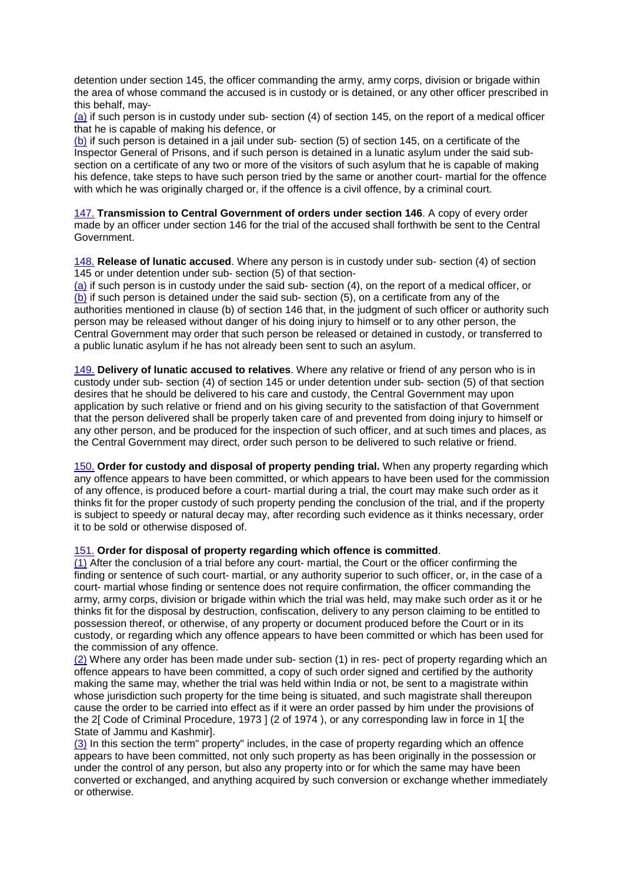detention under section 145, the officer commanding the army, army corps, division or brigade within the area of whose command the accused is in custody or is detained, or any other officer prescribed in this behalf, may-

(a) if such person is in custody under sub- section (4) of section 145, on the report of a medical officer that he is capable of making his defence, or

(b) if such person is detained in a jail under sub- section (5) of section 145, on a certificate of the Inspector General of Prisons, and if such person is detained in a lunatic asylum under the said sub-section on a certificate of any two or more of the visitors of such asylum that he is capable of making his defence, take steps to have such person tried by the same or another court- martial for the offence with which he was originally charged or, if the offence is a civil offence, by a criminal court.

147. **Transmission to Central Government of orders under section 146**. A copy of every order made by an officer under section 146 for the trial of the accused shall forthwith be sent to the Central Government.

148. **Release of lunatic accused**. Where any person is in custody under sub- section (4) of section 145 or under detention under sub- section (5) of that section-

(a) if such person is in custody under the said sub- section (4), on the report of a medical officer, or

(b) if such person is detained under the said sub- section (5), on a certificate from any of the authorities mentioned in clause (b) of section 146 that, in the judgment of such officer or authority such person may be released without danger of his doing injury to himself or to any other person, the Central Government may order that such person be released or detained in custody, or transferred to a public lunatic asylum if he has not already been sent to such an asylum.

149. **Delivery of lunatic accused to relatives**. Where any relative or friend of any person who is in custody under sub- section (4) of section 145 or under detention under sub- section (5) of that section desires that he should be delivered to his care and custody, the Central Government may upon application by such relative or friend and on his giving security to the satisfaction of that Government that the person delivered shall be properly taken care of and prevented from doing injury to himself or any other person, and be produced for the inspection of such officer, and at such times and places, as the Central Government may direct, order such person to be delivered to such relative or friend.

150. **Order for custody and disposal of property pending trial.** When any property regarding which any offence appears to have been committed, or which appears to have been used for the commission of any offence, is produced before a court- martial during a trial, the court may make such order as it thinks fit for the proper custody of such property pending the conclusion of the trial, and if the property is subject to speedy or natural decay may, after recording such evidence as it thinks necessary, order it to be sold or otherwise disposed of.

151. **Order for disposal of property regarding which offence is committed**.

(1) After the conclusion of a trial before any court- martial, the Court or the officer confirming the finding or sentence of such court- martial, or any authority superior to such officer, or, in the case of a court- martial whose finding or sentence does not require confirmation, the officer commanding the army, army corps, division or brigade within which the trial was held, may make such order as it or he thinks fit for the disposal by destruction, confiscation, delivery to any person claiming to be entitled to possession thereof, or otherwise, of any property or document produced before the Court or in its custody, or regarding which any offence appears to have been committed or which has been used for the commission of any offence.

(2) Where any order has been made under sub- section (1) in res- pect of property regarding which an offence appears to have been committed, a copy of such order signed and certified by the authority making the same may, whether the trial was held within India or not, be sent to a magistrate within whose jurisdiction such property for the time being is situated, and such magistrate shall thereupon cause the order to be carried into effect as if it were an order passed by him under the provisions of the 2[ Code of Criminal Procedure, 1973 ] (2 of 1974 ), or any corresponding law in force in 1[ the State of Jammu and Kashmir].

(3) In this section the term" property" includes, in the case of property regarding which an offence appears to have been committed, not only such property as has been originally in the possession or under the control of any person, but also any property into or for which the same may have been converted or exchanged, and anything acquired by such conversion or exchange whether immediately or otherwise.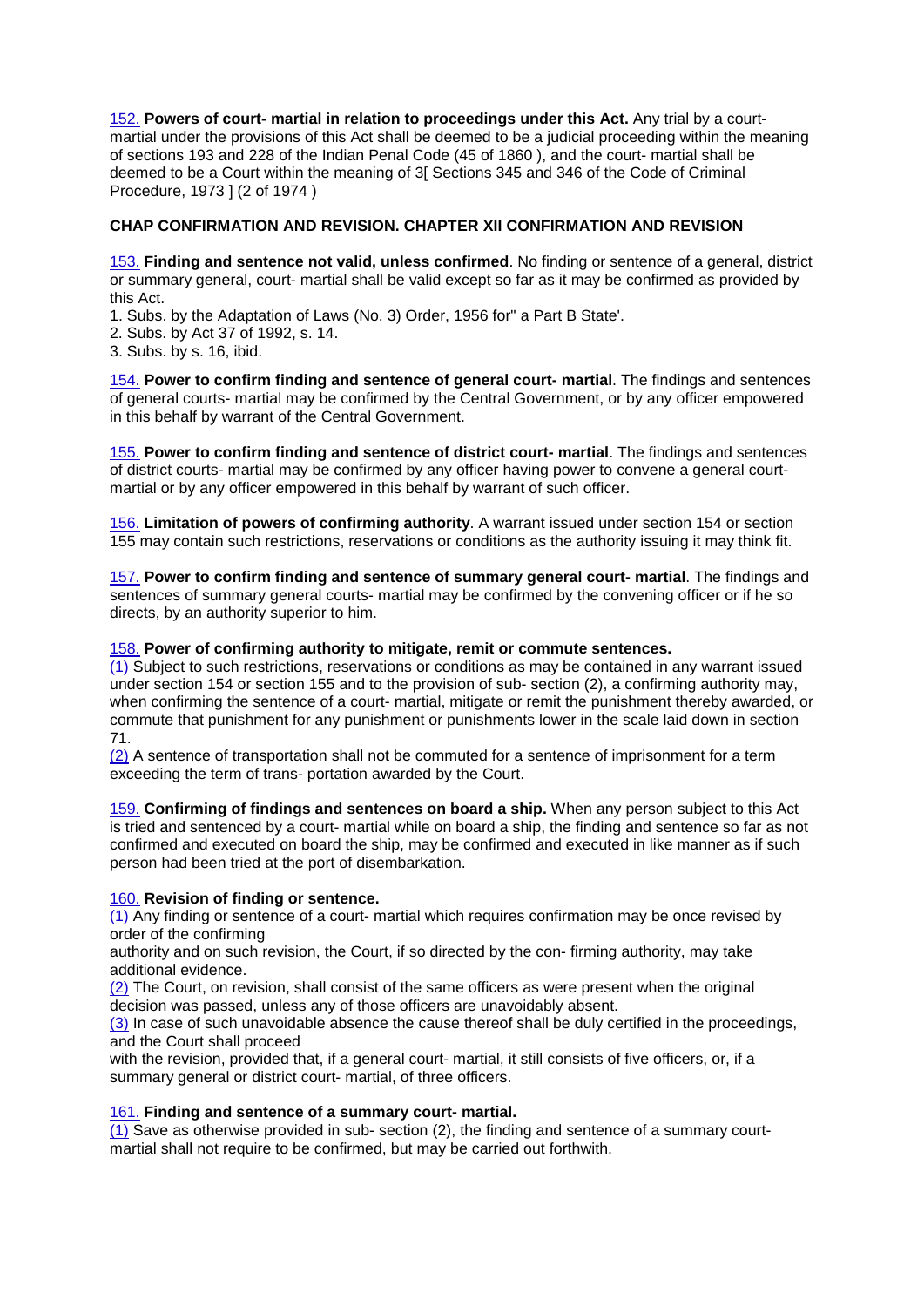152. **Powers of court- martial in relation to proceedings under this Act.** Any trial by a court- martial under the provisions of this Act shall be deemed to be a judicial proceeding within the meaning of sections 193 and 228 of the Indian Penal Code (45 of 1860 ), and the court- martial shall be deemed to be a Court within the meaning of 3[ Sections 345 and 346 of the Code of Criminal Procedure, 1973 ] (2 of 1974 )

**CHAP CONFIRMATION AND REVISION. CHAPTER XII CONFIRMATION AND REVISION**

153. **Finding and sentence not valid, unless confirmed**. No finding or sentence of a general, district or summary general, court- martial shall be valid except so far as it may be confirmed as provided by this Act.

1. Subs. by the Adaptation of Laws (No. 3) Order, 1956 for" a Part B State'.
2. Subs. by Act 37 of 1992, s. 14.
3. Subs. by s. 16, ibid.

154. **Power to confirm finding and sentence of general court- martial**. The findings and sentences of general courts- martial may be confirmed by the Central Government, or by any officer empowered in this behalf by warrant of the Central Government.

155. **Power to confirm finding and sentence of district court- martial**. The findings and sentences of district courts- martial may be confirmed by any officer having power to convene a general court- martial or by any officer empowered in this behalf by warrant of such officer.

156. **Limitation of powers of confirming authority**. A warrant issued under section 154 or section 155 may contain such restrictions, reservations or conditions as the authority issuing it may think fit.

157. **Power to confirm finding and sentence of summary general court- martial**. The findings and sentences of summary general courts- martial may be confirmed by the convening officer or if he so directs, by an authority superior to him.

158. **Power of confirming authority to mitigate, remit or commute sentences.**

(1) Subject to such restrictions, reservations or conditions as may be contained in any warrant issued under section 154 or section 155 and to the provision of sub- section (2), a confirming authority may, when confirming the sentence of a court- martial, mitigate or remit the punishment thereby awarded, or commute that punishment for any punishment or punishments lower in the scale laid down in section 71.

(2) A sentence of transportation shall not be commuted for a sentence of imprisonment for a term exceeding the term of trans- portation awarded by the Court.

159. **Confirming of findings and sentences on board a ship.** When any person subject to this Act is tried and sentenced by a court- martial while on board a ship, the finding and sentence so far as not confirmed and executed on board the ship, may be confirmed and executed in like manner as if such person had been tried at the port of disembarkation.

160. **Revision of finding or sentence.**

(1) Any finding or sentence of a court- martial which requires confirmation may be once revised by order of the confirming authority and on such revision, the Court, if so directed by the con- firming authority, may take additional evidence.

(2) The Court, on revision, shall consist of the same officers as were present when the original decision was passed, unless any of those officers are unavoidably absent.

(3) In case of such unavoidable absence the cause thereof shall be duly certified in the proceedings, and the Court shall proceed with the revision, provided that, if a general court- martial, it still consists of five officers, or, if a summary general or district court- martial, of three officers.

161. **Finding and sentence of a summary court- martial.**

(1) Save as otherwise provided in sub- section (2), the finding and sentence of a summary court- martial shall not require to be confirmed, but may be carried out forthwith.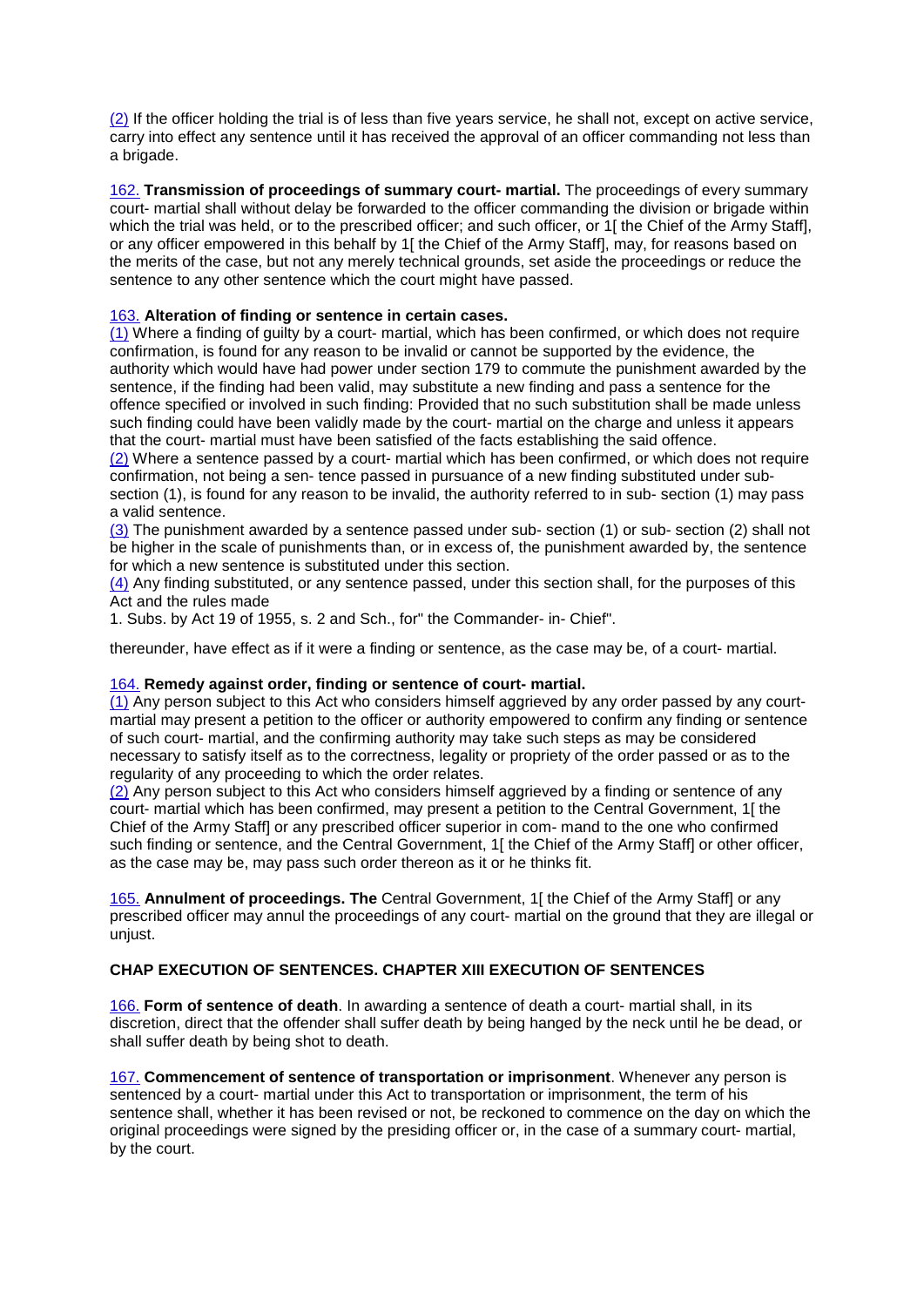(2) If the officer holding the trial is of less than five years service, he shall not, except on active service, carry into effect any sentence until it has received the approval of an officer commanding not less than a brigade.

162. **Transmission of proceedings of summary court- martial.** The proceedings of every summary court- martial shall without delay be forwarded to the officer commanding the division or brigade within which the trial was held, or to the prescribed officer; and such officer, or 1[ the Chief of the Army Staff], or any officer empowered in this behalf by 1[ the Chief of the Army Staff], may, for reasons based on the merits of the case, but not any merely technical grounds, set aside the proceedings or reduce the sentence to any other sentence which the court might have passed.

163. **Alteration of finding or sentence in certain cases.**
(1) Where a finding of guilty by a court- martial, which has been confirmed, or which does not require confirmation, is found for any reason to be invalid or cannot be supported by the evidence, the authority which would have had power under section 179 to commute the punishment awarded by the sentence, if the finding had been valid, may substitute a new finding and pass a sentence for the offence specified or involved in such finding: Provided that no such substitution shall be made unless such finding could have been validly made by the court- martial on the charge and unless it appears that the court- martial must have been satisfied of the facts establishing the said offence.
(2) Where a sentence passed by a court- martial which has been confirmed, or which does not require confirmation, not being a sen- tence passed in pursuance of a new finding substituted under sub- section (1), is found for any reason to be invalid, the authority referred to in sub- section (1) may pass a valid sentence.
(3) The punishment awarded by a sentence passed under sub- section (1) or sub- section (2) shall not be higher in the scale of punishments than, or in excess of, the punishment awarded by, the sentence for which a new sentence is substituted under this section.
(4) Any finding substituted, or any sentence passed, under this section shall, for the purposes of this Act and the rules made
1. Subs. by Act 19 of 1955, s. 2 and Sch., for" the Commander- in- Chief".

thereunder, have effect as if it were a finding or sentence, as the case may be, of a court- martial.

164. **Remedy against order, finding or sentence of court- martial.**
(1) Any person subject to this Act who considers himself aggrieved by any order passed by any court- martial may present a petition to the officer or authority empowered to confirm any finding or sentence of such court- martial, and the confirming authority may take such steps as may be considered necessary to satisfy itself as to the correctness, legality or propriety of the order passed or as to the regularity of any proceeding to which the order relates.
(2) Any person subject to this Act who considers himself aggrieved by a finding or sentence of any court- martial which has been confirmed, may present a petition to the Central Government, 1[ the Chief of the Army Staff] or any prescribed officer superior in com- mand to the one who confirmed such finding or sentence, and the Central Government, 1[ the Chief of the Army Staff] or other officer, as the case may be, may pass such order thereon as it or he thinks fit.

165. **Annulment of proceedings. The** Central Government, 1[ the Chief of the Army Staff] or any prescribed officer may annul the proceedings of any court- martial on the ground that they are illegal or unjust.

**CHAP EXECUTION OF SENTENCES. CHAPTER XIII EXECUTION OF SENTENCES**

166. **Form of sentence of death**. In awarding a sentence of death a court- martial shall, in its discretion, direct that the offender shall suffer death by being hanged by the neck until he be dead, or shall suffer death by being shot to death.

167. **Commencement of sentence of transportation or imprisonment**. Whenever any person is sentenced by a court- martial under this Act to transportation or imprisonment, the term of his sentence shall, whether it has been revised or not, be reckoned to commence on the day on which the original proceedings were signed by the presiding officer or, in the case of a summary court- martial, by the court.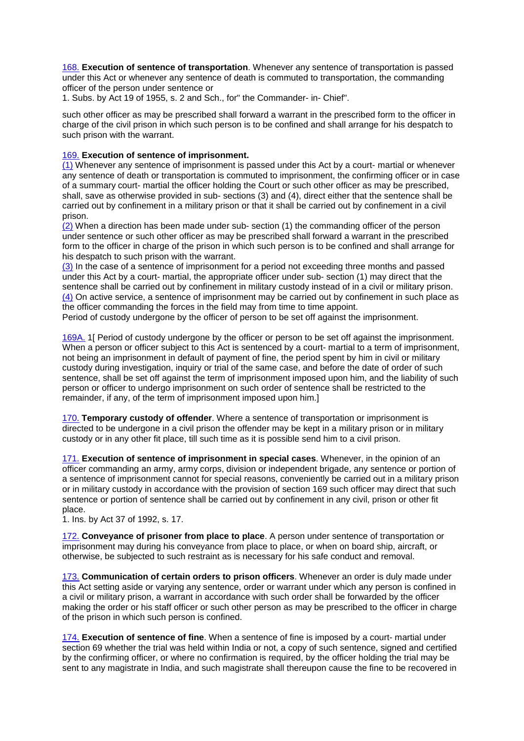168. **Execution of sentence of transportation**. Whenever any sentence of transportation is passed under this Act or whenever any sentence of death is commuted to transportation, the commanding officer of the person under sentence or

1. Subs. by Act 19 of 1955, s. 2 and Sch., for" the Commander- in- Chief".

such other officer as may be prescribed shall forward a warrant in the prescribed form to the officer in charge of the civil prison in which such person is to be confined and shall arrange for his despatch to such prison with the warrant.

169. **Execution of sentence of imprisonment.**

(1) Whenever any sentence of imprisonment is passed under this Act by a court- martial or whenever any sentence of death or transportation is commuted to imprisonment, the confirming officer or in case of a summary court- martial the officer holding the Court or such other officer as may be prescribed, shall, save as otherwise provided in sub- sections (3) and (4), direct either that the sentence shall be carried out by confinement in a military prison or that it shall be carried out by confinement in a civil prison.

(2) When a direction has been made under sub- section (1) the commanding officer of the person under sentence or such other officer as may be prescribed shall forward a warrant in the prescribed form to the officer in charge of the prison in which such person is to be confined and shall arrange for his despatch to such prison with the warrant.

(3) In the case of a sentence of imprisonment for a period not exceeding three months and passed under this Act by a court- martial, the appropriate officer under sub- section (1) may direct that the sentence shall be carried out by confinement in military custody instead of in a civil or military prison.

(4) On active service, a sentence of imprisonment may be carried out by confinement in such place as the officer commanding the forces in the field may from time to time appoint.

Period of custody undergone by the officer of person to be set off against the imprisonment.

169A. 1[ Period of custody undergone by the officer or person to be set off against the imprisonment. When a person or officer subject to this Act is sentenced by a court- martial to a term of imprisonment, not being an imprisonment in default of payment of fine, the period spent by him in civil or military custody during investigation, inquiry or trial of the same case, and before the date of order of such sentence, shall be set off against the term of imprisonment imposed upon him, and the liability of such person or officer to undergo imprisonment on such order of sentence shall be restricted to the remainder, if any, of the term of imprisonment imposed upon him.]

170. **Temporary custody of offender**. Where a sentence of transportation or imprisonment is directed to be undergone in a civil prison the offender may be kept in a military prison or in military custody or in any other fit place, till such time as it is possible send him to a civil prison.

171. **Execution of sentence of imprisonment in special cases**. Whenever, in the opinion of an officer commanding an army, army corps, division or independent brigade, any sentence or portion of a sentence of imprisonment cannot for special reasons, conveniently be carried out in a military prison or in military custody in accordance with the provision of section 169 such officer may direct that such sentence or portion of sentence shall be carried out by confinement in any civil, prison or other fit place.

1. Ins. by Act 37 of 1992, s. 17.

172. **Conveyance of prisoner from place to place**. A person under sentence of transportation or imprisonment may during his conveyance from place to place, or when on board ship, aircraft, or otherwise, be subjected to such restraint as is necessary for his safe conduct and removal.

173. **Communication of certain orders to prison officers**. Whenever an order is duly made under this Act setting aside or varying any sentence, order or warrant under which any person is confined in a civil or military prison, a warrant in accordance with such order shall be forwarded by the officer making the order or his staff officer or such other person as may be prescribed to the officer in charge of the prison in which such person is confined.

174. **Execution of sentence of fine**. When a sentence of fine is imposed by a court- martial under section 69 whether the trial was held within India or not, a copy of such sentence, signed and certified by the confirming officer, or where no confirmation is required, by the officer holding the trial may be sent to any magistrate in India, and such magistrate shall thereupon cause the fine to be recovered in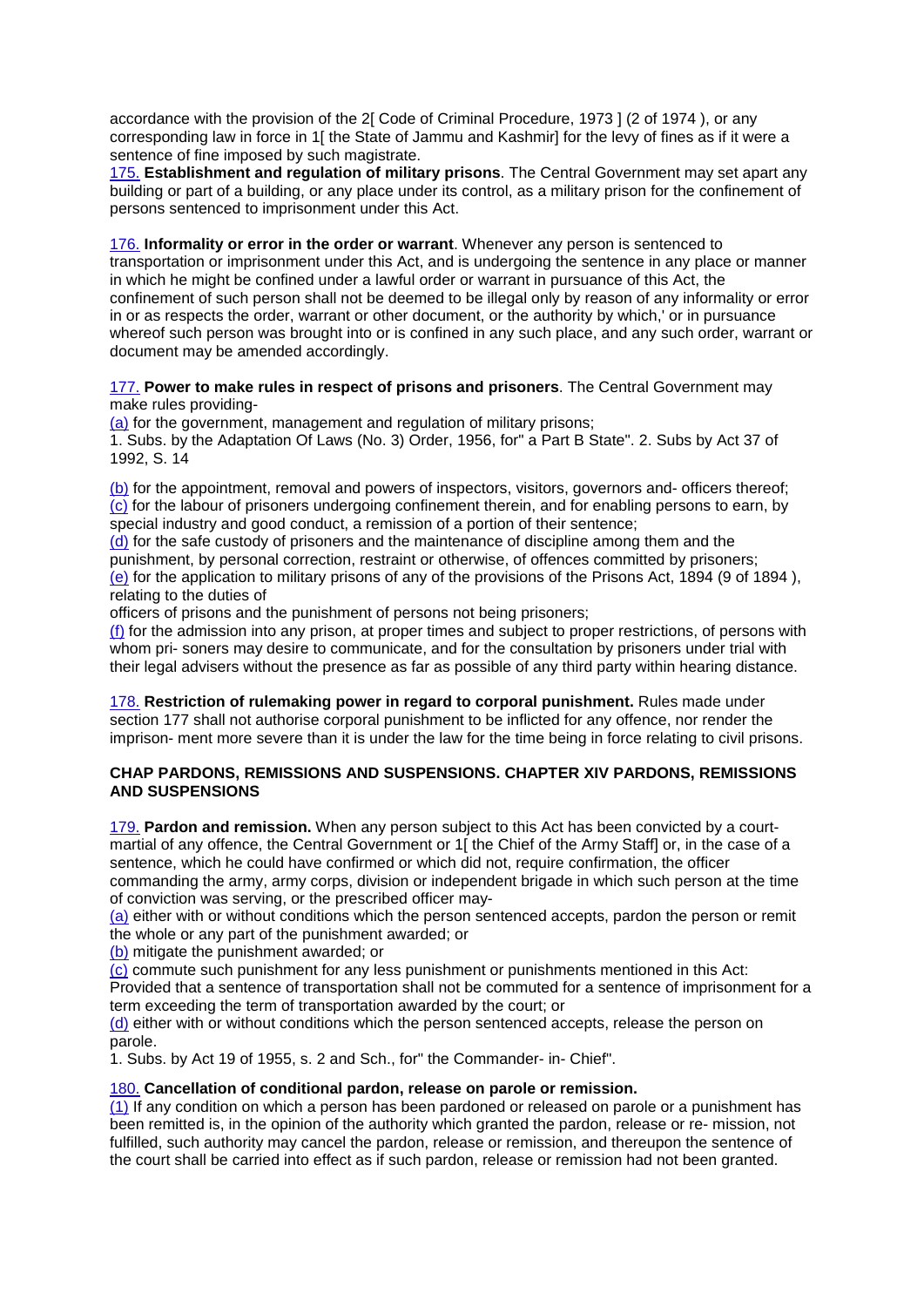accordance with the provision of the 2[ Code of Criminal Procedure, 1973 ] (2 of 1974 ), or any corresponding law in force in 1[ the State of Jammu and Kashmir] for the levy of fines as if it were a sentence of fine imposed by such magistrate.

175. **Establishment and regulation of military prisons**. The Central Government may set apart any building or part of a building, or any place under its control, as a military prison for the confinement of persons sentenced to imprisonment under this Act.

176. **Informality or error in the order or warrant**. Whenever any person is sentenced to transportation or imprisonment under this Act, and is undergoing the sentence in any place or manner in which he might be confined under a lawful order or warrant in pursuance of this Act, the confinement of such person shall not be deemed to be illegal only by reason of any informality or error in or as respects the order, warrant or other document, or the authority by which,' or in pursuance whereof such person was brought into or is confined in any such place, and any such order, warrant or document may be amended accordingly.

177. **Power to make rules in respect of prisons and prisoners**. The Central Government may make rules providing-

(a) for the government, management and regulation of military prisons;

1. Subs. by the Adaptation Of Laws (No. 3) Order, 1956, for" a Part B State". 2. Subs by Act 37 of 1992, S. 14

(b) for the appointment, removal and powers of inspectors, visitors, governors and- officers thereof;
(c) for the labour of prisoners undergoing confinement therein, and for enabling persons to earn, by special industry and good conduct, a remission of a portion of their sentence;
(d) for the safe custody of prisoners and the maintenance of discipline among them and the punishment, by personal correction, restraint or otherwise, of offences committed by prisoners;
(e) for the application to military prisons of any of the provisions of the Prisons Act, 1894 (9 of 1894 ), relating to the duties of
officers of prisons and the punishment of persons not being prisoners;
(f) for the admission into any prison, at proper times and subject to proper restrictions, of persons with whom pri- soners may desire to communicate, and for the consultation by prisoners under trial with their legal advisers without the presence as far as possible of any third party within hearing distance.

178. **Restriction of rulemaking power in regard to corporal punishment.** Rules made under section 177 shall not authorise corporal punishment to be inflicted for any offence, nor render the imprison- ment more severe than it is under the law for the time being in force relating to civil prisons.

**CHAP PARDONS, REMISSIONS AND SUSPENSIONS. CHAPTER XIV PARDONS, REMISSIONS AND SUSPENSIONS**

179. **Pardon and remission.** When any person subject to this Act has been convicted by a court-martial of any offence, the Central Government or 1[ the Chief of the Army Staff] or, in the case of a sentence, which he could have confirmed or which did not, require confirmation, the officer commanding the army, army corps, division or independent brigade in which such person at the time of conviction was serving, or the prescribed officer may-

(a) either with or without conditions which the person sentenced accepts, pardon the person or remit the whole or any part of the punishment awarded; or
(b) mitigate the punishment awarded; or
(c) commute such punishment for any less punishment or punishments mentioned in this Act:
Provided that a sentence of transportation shall not be commuted for a sentence of imprisonment for a term exceeding the term of transportation awarded by the court; or
(d) either with or without conditions which the person sentenced accepts, release the person on parole.

1. Subs. by Act 19 of 1955, s. 2 and Sch., for" the Commander- in- Chief".

180. **Cancellation of conditional pardon, release on parole or remission.**

(1) If any condition on which a person has been pardoned or released on parole or a punishment has been remitted is, in the opinion of the authority which granted the pardon, release or re- mission, not fulfilled, such authority may cancel the pardon, release or remission, and thereupon the sentence of the court shall be carried into effect as if such pardon, release or remission had not been granted.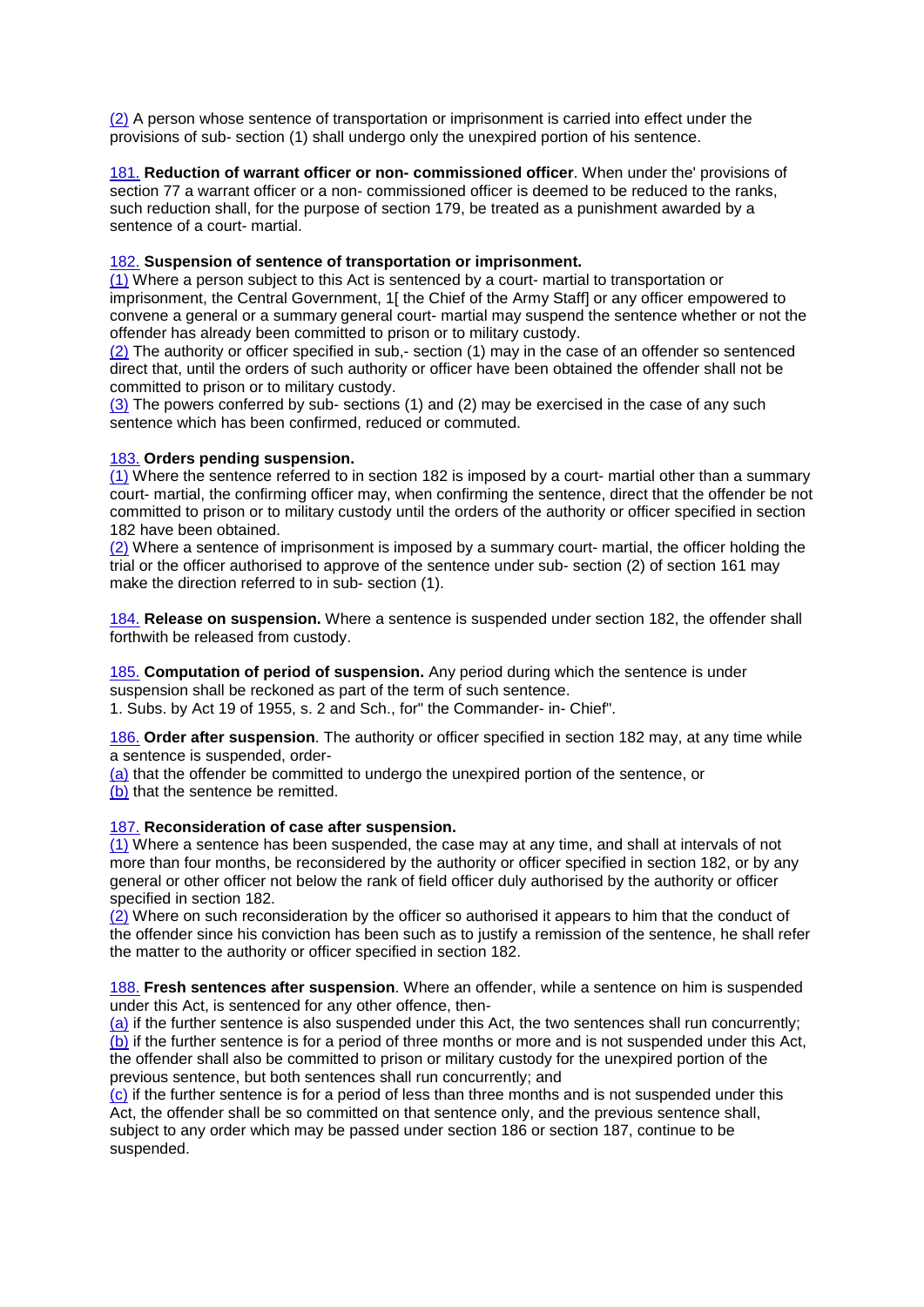(2) A person whose sentence of transportation or imprisonment is carried into effect under the provisions of sub- section (1) shall undergo only the unexpired portion of his sentence.

181. **Reduction of warrant officer or non- commissioned officer**. When under the' provisions of section 77 a warrant officer or a non- commissioned officer is deemed to be reduced to the ranks, such reduction shall, for the purpose of section 179, be treated as a punishment awarded by a sentence of a court- martial.

182. **Suspension of sentence of transportation or imprisonment.**
(1) Where a person subject to this Act is sentenced by a court- martial to transportation or imprisonment, the Central Government, 1[ the Chief of the Army Staff] or any officer empowered to convene a general or a summary general court- martial may suspend the sentence whether or not the offender has already been committed to prison or to military custody.
(2) The authority or officer specified in sub,- section (1) may in the case of an offender so sentenced direct that, until the orders of such authority or officer have been obtained the offender shall not be committed to prison or to military custody.
(3) The powers conferred by sub- sections (1) and (2) may be exercised in the case of any such sentence which has been confirmed, reduced or commuted.

183. **Orders pending suspension.**
(1) Where the sentence referred to in section 182 is imposed by a court- martial other than a summary court- martial, the confirming officer may, when confirming the sentence, direct that the offender be not committed to prison or to military custody until the orders of the authority or officer specified in section 182 have been obtained.
(2) Where a sentence of imprisonment is imposed by a summary court- martial, the officer holding the trial or the officer authorised to approve of the sentence under sub- section (2) of section 161 may make the direction referred to in sub- section (1).

184. **Release on suspension.** Where a sentence is suspended under section 182, the offender shall forthwith be released from custody.

185. **Computation of period of suspension.** Any period during which the sentence is under suspension shall be reckoned as part of the term of such sentence.
1. Subs. by Act 19 of 1955, s. 2 and Sch., for" the Commander- in- Chief".

186. **Order after suspension**. The authority or officer specified in section 182 may, at any time while a sentence is suspended, order-
(a) that the offender be committed to undergo the unexpired portion of the sentence, or
(b) that the sentence be remitted.

187. **Reconsideration of case after suspension.**
(1) Where a sentence has been suspended, the case may at any time, and shall at intervals of not more than four months, be reconsidered by the authority or officer specified in section 182, or by any general or other officer not below the rank of field officer duly authorised by the authority or officer specified in section 182.
(2) Where on such reconsideration by the officer so authorised it appears to him that the conduct of the offender since his conviction has been such as to justify a remission of the sentence, he shall refer the matter to the authority or officer specified in section 182.

188. **Fresh sentences after suspension**. Where an offender, while a sentence on him is suspended under this Act, is sentenced for any other offence, then-
(a) if the further sentence is also suspended under this Act, the two sentences shall run concurrently;
(b) if the further sentence is for a period of three months or more and is not suspended under this Act, the offender shall also be committed to prison or military custody for the unexpired portion of the previous sentence, but both sentences shall run concurrently; and
(c) if the further sentence is for a period of less than three months and is not suspended under this Act, the offender shall be so committed on that sentence only, and the previous sentence shall, subject to any order which may be passed under section 186 or section 187, continue to be suspended.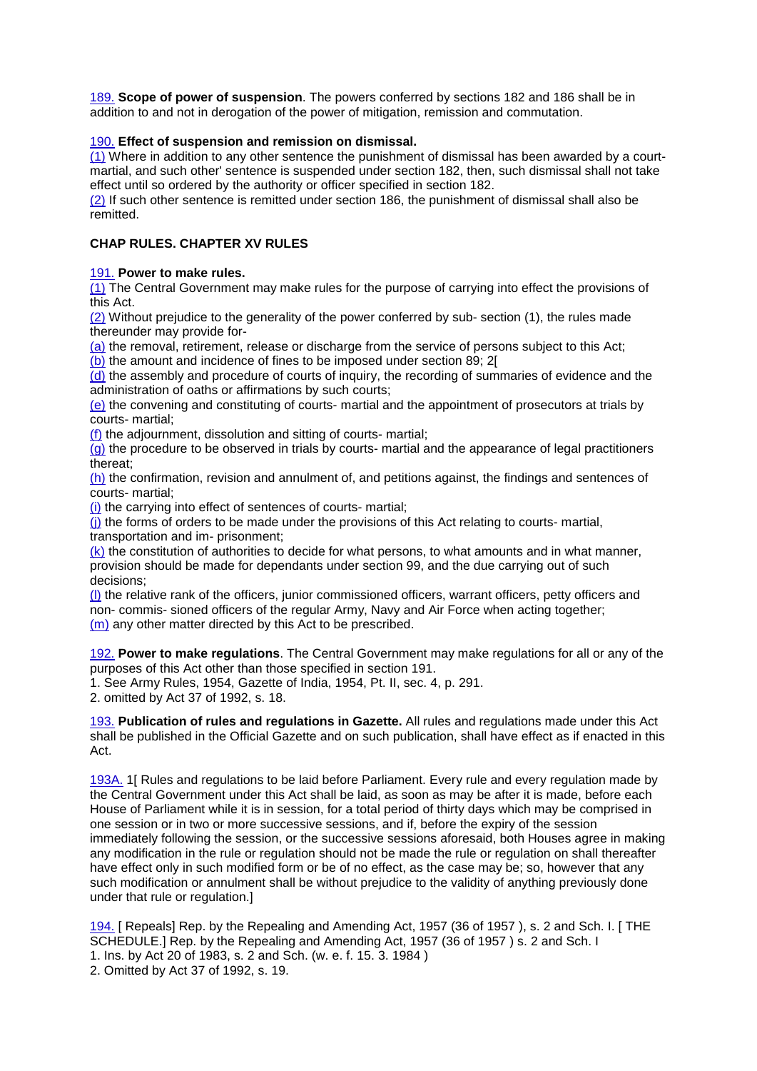189. **Scope of power of suspension**. The powers conferred by sections 182 and 186 shall be in addition to and not in derogation of the power of mitigation, remission and commutation.

190. **Effect of suspension and remission on dismissal.**
(1) Where in addition to any other sentence the punishment of dismissal has been awarded by a court-martial, and such other' sentence is suspended under section 182, then, such dismissal shall not take effect until so ordered by the authority or officer specified in section 182.
(2) If such other sentence is remitted under section 186, the punishment of dismissal shall also be remitted.

**CHAP RULES. CHAPTER XV RULES**

191. **Power to make rules.**
(1) The Central Government may make rules for the purpose of carrying into effect the provisions of this Act.
(2) Without prejudice to the generality of the power conferred by sub- section (1), the rules made thereunder may provide for-
(a) the removal, retirement, release or discharge from the service of persons subject to this Act;
(b) the amount and incidence of fines to be imposed under section 89; 2[
(d) the assembly and procedure of courts of inquiry, the recording of summaries of evidence and the administration of oaths or affirmations by such courts;
(e) the convening and constituting of courts- martial and the appointment of prosecutors at trials by courts- martial;
(f) the adjournment, dissolution and sitting of courts- martial;
(g) the procedure to be observed in trials by courts- martial and the appearance of legal practitioners thereat;
(h) the confirmation, revision and annulment of, and petitions against, the findings and sentences of courts- martial;
(i) the carrying into effect of sentences of courts- martial;
(j) the forms of orders to be made under the provisions of this Act relating to courts- martial, transportation and im- prisonment;
(k) the constitution of authorities to decide for what persons, to what amounts and in what manner, provision should be made for dependants under section 99, and the due carrying out of such decisions;
(l) the relative rank of the officers, junior commissioned officers, warrant officers, petty officers and non- commis- sioned officers of the regular Army, Navy and Air Force when acting together;
(m) any other matter directed by this Act to be prescribed.

192. **Power to make regulations**. The Central Government may make regulations for all or any of the purposes of this Act other than those specified in section 191.
1. See Army Rules, 1954, Gazette of India, 1954, Pt. II, sec. 4, p. 291.
2. omitted by Act 37 of 1992, s. 18.

193. **Publication of rules and regulations in Gazette.** All rules and regulations made under this Act shall be published in the Official Gazette and on such publication, shall have effect as if enacted in this Act.

193A. 1[ Rules and regulations to be laid before Parliament. Every rule and every regulation made by the Central Government under this Act shall be laid, as soon as may be after it is made, before each House of Parliament while it is in session, for a total period of thirty days which may be comprised in one session or in two or more successive sessions, and if, before the expiry of the session immediately following the session, or the successive sessions aforesaid, both Houses agree in making any modification in the rule or regulation should not be made the rule or regulation on shall thereafter have effect only in such modified form or be of no effect, as the case may be; so, however that any such modification or annulment shall be without prejudice to the validity of anything previously done under that rule or regulation.]

194. [ Repeals] Rep. by the Repealing and Amending Act, 1957 (36 of 1957 ), s. 2 and Sch. I. [ THE SCHEDULE.] Rep. by the Repealing and Amending Act, 1957 (36 of 1957 ) s. 2 and Sch. I
1. Ins. by Act 20 of 1983, s. 2 and Sch. (w. e. f. 15. 3. 1984 )
2. Omitted by Act 37 of 1992, s. 19.